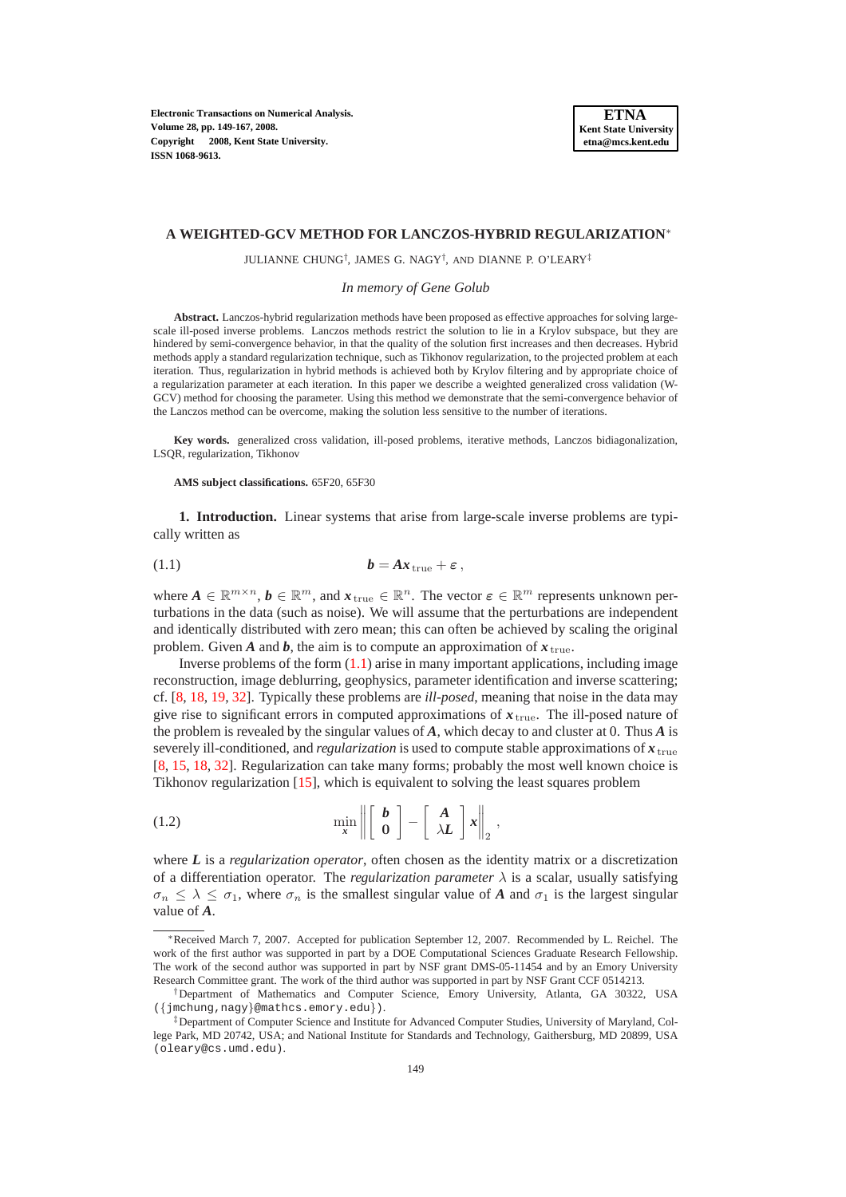# A WEIGHTED-GCV METHOD FOR LANCZOS-HYBRID REGULARIZATION[*]

JULIANNE CHUNG[†], JAMES G. NAGY[†], AND DIANNE P. O'LEARY[‡]

*In memory of Gene Golub*

**Abstract.** Lanczos-hybrid regularization methods have been proposed as effective approaches for solving large-scale ill-posed inverse problems. Lanczos methods restrict the solution to lie in a Krylov subspace, but they are hindered by semi-convergence behavior, in that the quality of the solution first increases and then decreases. Hybrid methods apply a standard regularization technique, such as Tikhonov regularization, to the projected problem at each iteration. Thus, regularization in hybrid methods is achieved both by Krylov filtering and by appropriate choice of a regularization parameter at each iteration. In this paper we describe a weighted generalized cross validation (W-GCV) method for choosing the parameter. Using this method we demonstrate that the semi-convergence behavior of the Lanczos method can be overcome, making the solution less sensitive to the number of iterations.

**Key words.** generalized cross validation, ill-posed problems, iterative methods, Lanczos bidiagonalization, LSQR, regularization, Tikhonov

**AMS subject classifications.** 65F20, 65F30

**1. Introduction.** Linear systems that arise from large-scale inverse problems are typically written as

$$\boldsymbol{b} = \boldsymbol{A}\boldsymbol{x}_{\text{true}} + \boldsymbol{\varepsilon}\,, \tag{1.1}$$

where $\boldsymbol{A} \in \mathbb{R}^{m\times n}$, $\boldsymbol{b} \in \mathbb{R}^m$, and $\boldsymbol{x}_{\text{true}} \in \mathbb{R}^n$. The vector $\boldsymbol{\varepsilon} \in \mathbb{R}^m$ represents unknown perturbations in the data (such as noise). We will assume that the perturbations are independent and identically distributed with zero mean; this can often be achieved by scaling the original problem. Given $\boldsymbol{A}$ and $\boldsymbol{b}$, the aim is to compute an approximation of $\boldsymbol{x}_{\text{true}}$.

Inverse problems of the form (1.1) arise in many important applications, including image reconstruction, image deblurring, geophysics, parameter identification and inverse scattering; cf. [8, 18, 19, 32]. Typically these problems are *ill-posed*, meaning that noise in the data may give rise to significant errors in computed approximations of $\boldsymbol{x}_{\text{true}}$. The ill-posed nature of the problem is revealed by the singular values of $\boldsymbol{A}$, which decay to and cluster at 0. Thus $\boldsymbol{A}$ is severely ill-conditioned, and *regularization* is used to compute stable approximations of $\boldsymbol{x}_{\text{true}}$ [8, 15, 18, 32]. Regularization can take many forms; probably the most well known choice is Tikhonov regularization [15], which is equivalent to solving the least squares problem

$$\min_{\boldsymbol{x}} \left\| \begin{bmatrix} \boldsymbol{b} \\ \boldsymbol{0} \end{bmatrix} - \begin{bmatrix} \boldsymbol{A} \\ \lambda \boldsymbol{L} \end{bmatrix} \boldsymbol{x} \right\|_2 , \tag{1.2}$$

where $\boldsymbol{L}$ is a *regularization operator*, often chosen as the identity matrix or a discretization of a differentiation operator. The *regularization parameter* $\lambda$ is a scalar, usually satisfying $\sigma_n \le \lambda \le \sigma_1$, where $\sigma_n$ is the smallest singular value of $\boldsymbol{A}$ and $\sigma_1$ is the largest singular value of $\boldsymbol{A}$.

---

[*] Received March 7, 2007. Accepted for publication September 12, 2007. Recommended by L. Reichel. The work of the first author was supported in part by a DOE Computational Sciences Graduate Research Fellowship. The work of the second author was supported in part by NSF grant DMS-05-11454 and by an Emory University Research Committee grant. The work of the third author was supported in part by NSF Grant CCF 0514213.

[†] Department of Mathematics and Computer Science, Emory University, Atlanta, GA 30322, USA ({jmchung,nagy}@mathcs.emory.edu).

[‡] Department of Computer Science and Institute for Advanced Computer Studies, University of Maryland, College Park, MD 20742, USA; and National Institute for Standards and Technology, Gaithersburg, MD 20899, USA (oleary@cs.umd.edu).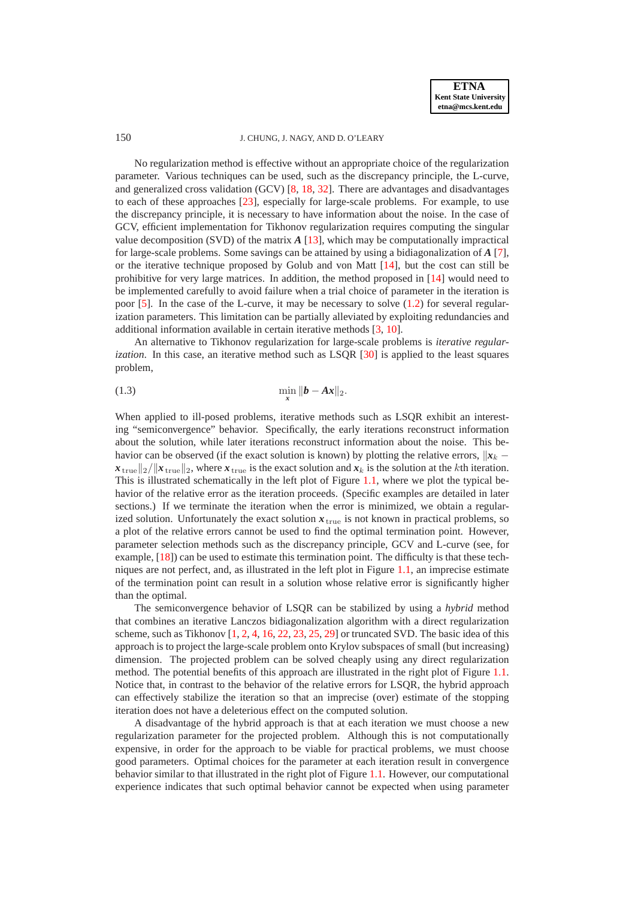No regularization method is effective without an appropriate choice of the regularization parameter. Various techniques can be used, such as the discrepancy principle, the L-curve, and generalized cross validation (GCV) [8, 18, 32]. There are advantages and disadvantages to each of these approaches [23], especially for large-scale problems. For example, to use the discrepancy principle, it is necessary to have information about the noise. In the case of GCV, efficient implementation for Tikhonov regularization requires computing the singular value decomposition (SVD) of the matrix $\boldsymbol{A}$ [13], which may be computationally impractical for large-scale problems. Some savings can be attained by using a bidiagonalization of $\boldsymbol{A}$ [7], or the iterative technique proposed by Golub and von Matt [14], but the cost can still be prohibitive for very large matrices. In addition, the method proposed in [14] would need to be implemented carefully to avoid failure when a trial choice of parameter in the iteration is poor [5]. In the case of the L-curve, it may be necessary to solve (1.2) for several regularization parameters. This limitation can be partially alleviated by exploiting redundancies and additional information available in certain iterative methods [3, 10].

An alternative to Tikhonov regularization for large-scale problems is *iterative regularization*. In this case, an iterative method such as LSQR [30] is applied to the least squares problem,

$$\min_{\boldsymbol{x}} \|\boldsymbol{b} - \boldsymbol{A}\boldsymbol{x}\|_2. \tag{1.3}$$

When applied to ill-posed problems, iterative methods such as LSQR exhibit an interesting "semiconvergence" behavior. Specifically, the early iterations reconstruct information about the solution, while later iterations reconstruct information about the noise. This behavior can be observed (if the exact solution is known) by plotting the relative errors, $\|\boldsymbol{x}_k - \boldsymbol{x}_{\text{true}}\|_2 / \|\boldsymbol{x}_{\text{true}}\|_2$, where $\boldsymbol{x}_{\text{true}}$ is the exact solution and $\boldsymbol{x}_k$ is the solution at the $k$th iteration. This is illustrated schematically in the left plot of Figure 1.1, where we plot the typical behavior of the relative error as the iteration proceeds. (Specific examples are detailed in later sections.) If we terminate the iteration when the error is minimized, we obtain a regularized solution. Unfortunately the exact solution $\boldsymbol{x}_{\text{true}}$ is not known in practical problems, so a plot of the relative errors cannot be used to find the optimal termination point. However, parameter selection methods such as the discrepancy principle, GCV and L-curve (see, for example, [18]) can be used to estimate this termination point. The difficulty is that these techniques are not perfect, and, as illustrated in the left plot in Figure 1.1, an imprecise estimate of the termination point can result in a solution whose relative error is significantly higher than the optimal.

The semiconvergence behavior of LSQR can be stabilized by using a *hybrid* method that combines an iterative Lanczos bidiagonalization algorithm with a direct regularization scheme, such as Tikhonov [1, 2, 4, 16, 22, 23, 25, 29] or truncated SVD. The basic idea of this approach is to project the large-scale problem onto Krylov subspaces of small (but increasing) dimension. The projected problem can be solved cheaply using any direct regularization method. The potential benefits of this approach are illustrated in the right plot of Figure 1.1. Notice that, in contrast to the behavior of the relative errors for LSQR, the hybrid approach can effectively stabilize the iteration so that an imprecise (over) estimate of the stopping iteration does not have a deleterious effect on the computed solution.

A disadvantage of the hybrid approach is that at each iteration we must choose a new regularization parameter for the projected problem. Although this is not computationally expensive, in order for the approach to be viable for practical problems, we must choose good parameters. Optimal choices for the parameter at each iteration result in convergence behavior similar to that illustrated in the right plot of Figure 1.1. However, our computational experience indicates that such optimal behavior cannot be expected when using parameter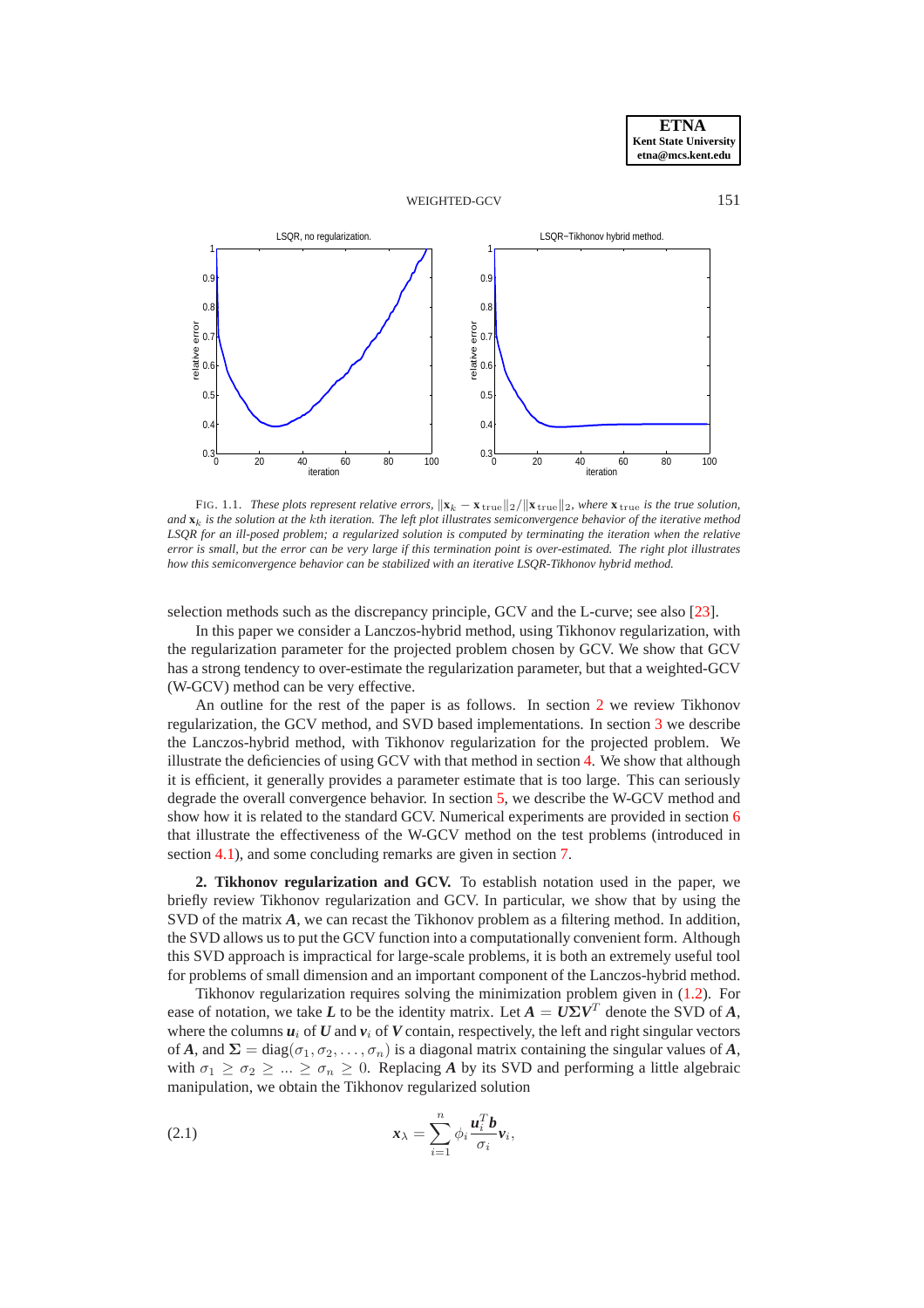FIG. 1.1. *These plots represent relative errors, $\|\mathbf{x}_k - \mathbf{x}_{\text{true}}\|_2 / \|\mathbf{x}_{\text{true}}\|_2$, where $\mathbf{x}_{\text{true}}$ is the true solution, and $\mathbf{x}_k$ is the solution at the kth iteration. The left plot illustrates semiconvergence behavior of the iterative method LSQR for an ill-posed problem; a regularized solution is computed by terminating the iteration when the relative error is small, but the error can be very large if this termination point is over-estimated. The right plot illustrates how this semiconvergence behavior can be stabilized with an iterative LSQR-Tikhonov hybrid method.*

selection methods such as the discrepancy principle, GCV and the L-curve; see also [23].

In this paper we consider a Lanczos-hybrid method, using Tikhonov regularization, with the regularization parameter for the projected problem chosen by GCV. We show that GCV has a strong tendency to over-estimate the regularization parameter, but that a weighted-GCV (W-GCV) method can be very effective.

An outline for the rest of the paper is as follows. In section 2 we review Tikhonov regularization, the GCV method, and SVD based implementations. In section 3 we describe the Lanczos-hybrid method, with Tikhonov regularization for the projected problem. We illustrate the deficiencies of using GCV with that method in section 4. We show that although it is efficient, it generally provides a parameter estimate that is too large. This can seriously degrade the overall convergence behavior. In section 5, we describe the W-GCV method and show how it is related to the standard GCV. Numerical experiments are provided in section 6 that illustrate the effectiveness of the W-GCV method on the test problems (introduced in section 4.1), and some concluding remarks are given in section 7.

## 2. Tikhonov regularization and GCV.

To establish notation used in the paper, we briefly review Tikhonov regularization and GCV. In particular, we show that by using the SVD of the matrix $\boldsymbol{A}$, we can recast the Tikhonov problem as a filtering method. In addition, the SVD allows us to put the GCV function into a computationally convenient form. Although this SVD approach is impractical for large-scale problems, it is both an extremely useful tool for problems of small dimension and an important component of the Lanczos-hybrid method.

Tikhonov regularization requires solving the minimization problem given in (1.2). For ease of notation, we take $\boldsymbol{L}$ to be the identity matrix. Let $\boldsymbol{A} = \boldsymbol{U}\boldsymbol{\Sigma}\boldsymbol{V}^T$ denote the SVD of $\boldsymbol{A}$, where the columns $\boldsymbol{u}_i$ of $\boldsymbol{U}$ and $\boldsymbol{v}_i$ of $\boldsymbol{V}$ contain, respectively, the left and right singular vectors of $\boldsymbol{A}$, and $\boldsymbol{\Sigma} = \text{diag}(\sigma_1, \sigma_2, \ldots, \sigma_n)$ is a diagonal matrix containing the singular values of $\boldsymbol{A}$, with $\sigma_1 \geq \sigma_2 \geq \ldots \geq \sigma_n \geq 0$. Replacing $\boldsymbol{A}$ by its SVD and performing a little algebraic manipulation, we obtain the Tikhonov regularized solution

$$\boldsymbol{x}_\lambda = \sum_{i=1}^{n} \phi_i \frac{\boldsymbol{u}_i^T \boldsymbol{b}}{\sigma_i} \boldsymbol{v}_i, \tag{2.1}$$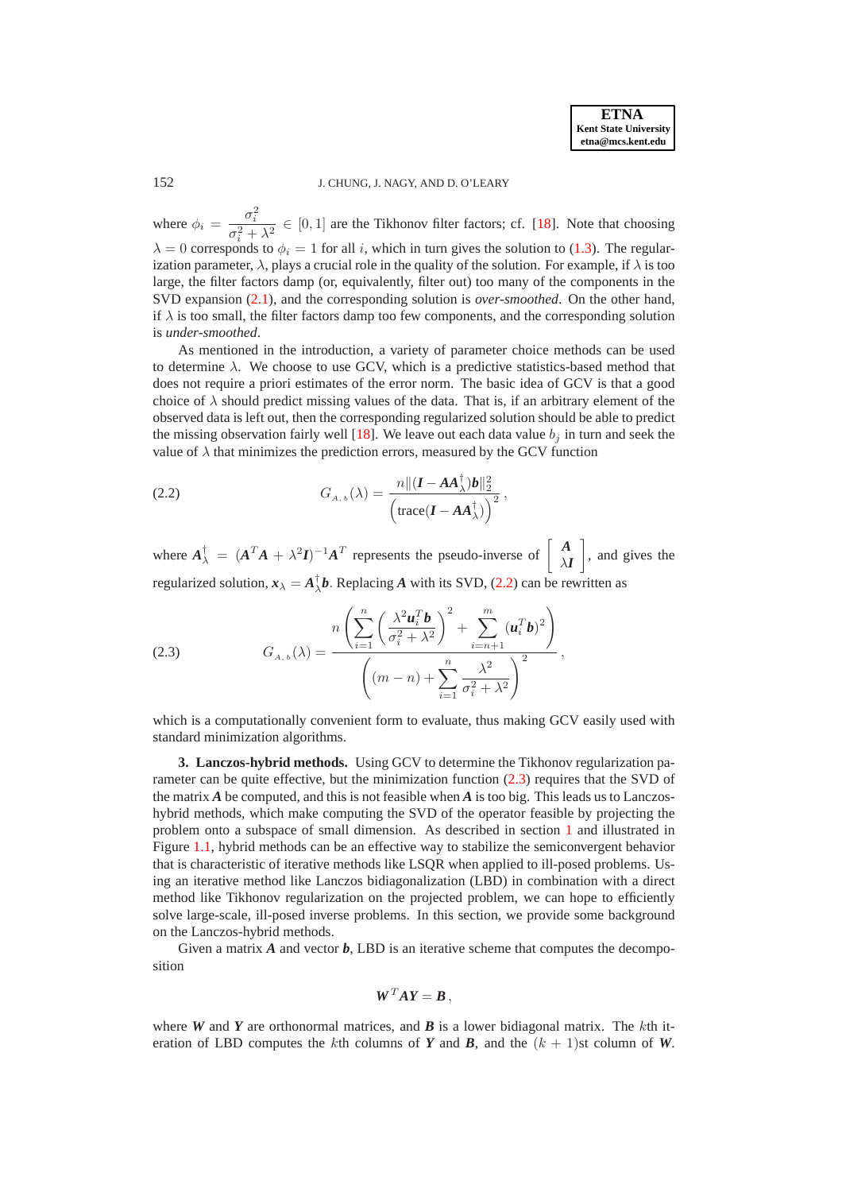where $\phi_i = \dfrac{\sigma_i^2}{\sigma_i^2 + \lambda^2} \in [0,1]$ are the Tikhonov filter factors; cf. [18]. Note that choosing $\lambda = 0$ corresponds to $\phi_i = 1$ for all $i$, which in turn gives the solution to (1.3). The regularization parameter, $\lambda$, plays a crucial role in the quality of the solution. For example, if $\lambda$ is too large, the filter factors damp (or, equivalently, filter out) too many of the components in the SVD expansion (2.1), and the corresponding solution is *over-smoothed*. On the other hand, if $\lambda$ is too small, the filter factors damp too few components, and the corresponding solution is *under-smoothed*.

As mentioned in the introduction, a variety of parameter choice methods can be used to determine $\lambda$. We choose to use GCV, which is a predictive statistics-based method that does not require a priori estimates of the error norm. The basic idea of GCV is that a good choice of $\lambda$ should predict missing values of the data. That is, if an arbitrary element of the observed data is left out, then the corresponding regularized solution should be able to predict the missing observation fairly well [18]. We leave out each data value $b_j$ in turn and seek the value of $\lambda$ that minimizes the prediction errors, measured by the GCV function

$$G_{A,b}(\lambda) = \frac{n\|(\boldsymbol{I} - \boldsymbol{A}\boldsymbol{A}_\lambda^\dagger)\boldsymbol{b}\|_2^2}{\left(\text{trace}(\boldsymbol{I} - \boldsymbol{A}\boldsymbol{A}_\lambda^\dagger)\right)^2}, \tag{2.2}$$

where $\boldsymbol{A}_\lambda^\dagger = (\boldsymbol{A}^T\boldsymbol{A} + \lambda^2\boldsymbol{I})^{-1}\boldsymbol{A}^T$ represents the pseudo-inverse of $\begin{bmatrix} \boldsymbol{A} \\ \lambda \boldsymbol{I} \end{bmatrix}$, and gives the regularized solution, $\boldsymbol{x}_\lambda = \boldsymbol{A}_\lambda^\dagger \boldsymbol{b}$. Replacing $\boldsymbol{A}$ with its SVD, (2.2) can be rewritten as

$$G_{A,b}(\lambda) = \frac{n\left(\displaystyle\sum_{i=1}^{n}\left(\frac{\lambda^2 \boldsymbol{u}_i^T\boldsymbol{b}}{\sigma_i^2 + \lambda^2}\right)^2 + \sum_{i=n+1}^{m}(\boldsymbol{u}_i^T\boldsymbol{b})^2\right)}{\left((m-n) + \displaystyle\sum_{i=1}^{n}\frac{\lambda^2}{\sigma_i^2 + \lambda^2}\right)^2}, \tag{2.3}$$

which is a computationally convenient form to evaluate, thus making GCV easily used with standard minimization algorithms.

**3. Lanczos-hybrid methods.** Using GCV to determine the Tikhonov regularization parameter can be quite effective, but the minimization function (2.3) requires that the SVD of the matrix $\boldsymbol{A}$ be computed, and this is not feasible when $\boldsymbol{A}$ is too big. This leads us to Lanczos-hybrid methods, which make computing the SVD of the operator feasible by projecting the problem onto a subspace of small dimension. As described in section 1 and illustrated in Figure 1.1, hybrid methods can be an effective way to stabilize the semiconvergent behavior that is characteristic of iterative methods like LSQR when applied to ill-posed problems. Using an iterative method like Lanczos bidiagonalization (LBD) in combination with a direct method like Tikhonov regularization on the projected problem, we can hope to efficiently solve large-scale, ill-posed inverse problems. In this section, we provide some background on the Lanczos-hybrid methods.

Given a matrix $\boldsymbol{A}$ and vector $\boldsymbol{b}$, LBD is an iterative scheme that computes the decomposition

$$\boldsymbol{W}^T\boldsymbol{A}\boldsymbol{Y} = \boldsymbol{B},$$

where $\boldsymbol{W}$ and $\boldsymbol{Y}$ are orthonormal matrices, and $\boldsymbol{B}$ is a lower bidiagonal matrix. The $k$th iteration of LBD computes the $k$th columns of $\boldsymbol{Y}$ and $\boldsymbol{B}$, and the $(k+1)$st column of $\boldsymbol{W}$.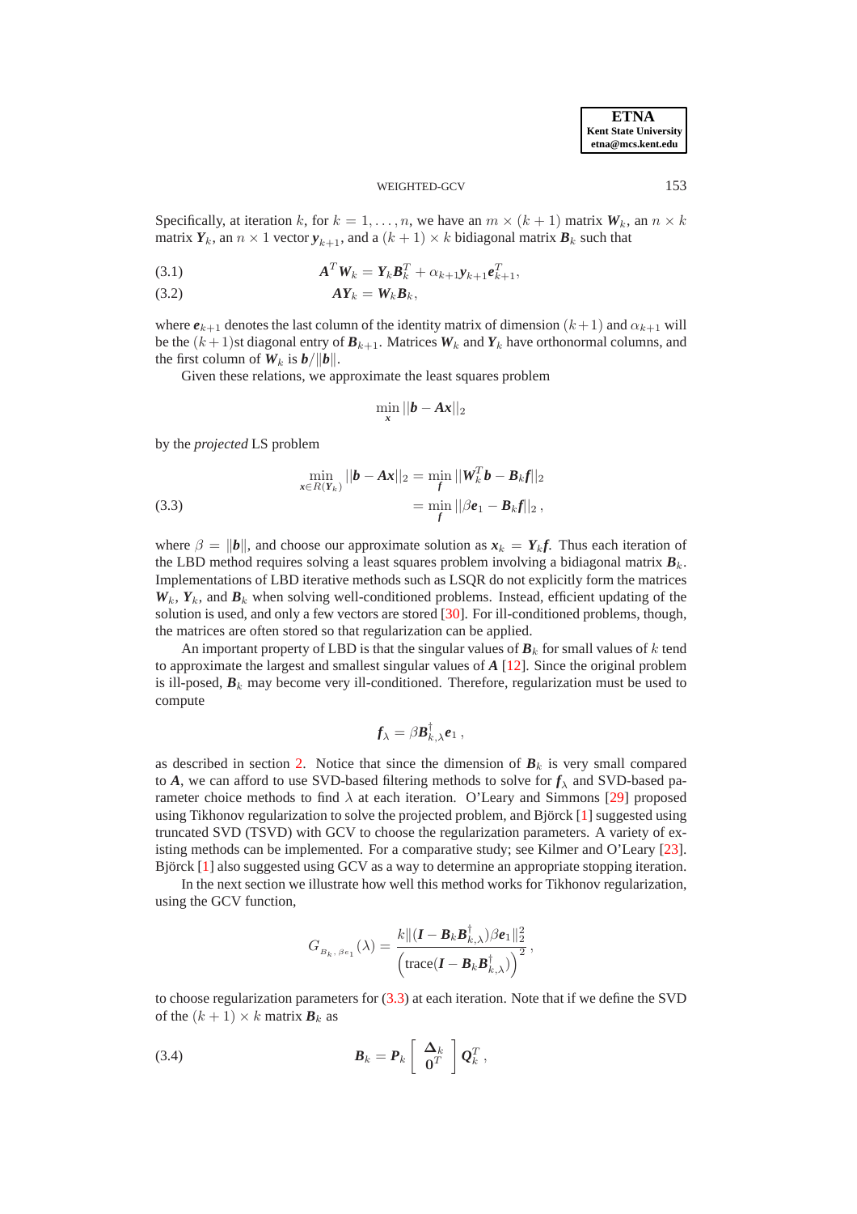Specifically, at iteration $k$, for $k = 1, \ldots, n$, we have an $m \times (k+1)$ matrix $\boldsymbol{W}_k$, an $n \times k$ matrix $\boldsymbol{Y}_k$, an $n \times 1$ vector $\boldsymbol{y}_{k+1}$, and a $(k+1) \times k$ bidiagonal matrix $\boldsymbol{B}_k$ such that

$$\boldsymbol{A}^T \boldsymbol{W}_k = \boldsymbol{Y}_k \boldsymbol{B}_k^T + \alpha_{k+1} \boldsymbol{y}_{k+1} \boldsymbol{e}_{k+1}^T, \tag{3.1}$$

$$\boldsymbol{A} \boldsymbol{Y}_k = \boldsymbol{W}_k \boldsymbol{B}_k, \tag{3.2}$$

where $\boldsymbol{e}_{k+1}$ denotes the last column of the identity matrix of dimension $(k+1)$ and $\alpha_{k+1}$ will be the $(k+1)$st diagonal entry of $\boldsymbol{B}_{k+1}$. Matrices $\boldsymbol{W}_k$ and $\boldsymbol{Y}_k$ have orthonormal columns, and the first column of $\boldsymbol{W}_k$ is $\boldsymbol{b}/\|\boldsymbol{b}\|$.

Given these relations, we approximate the least squares problem

$$\min_{\boldsymbol{x}} ||\boldsymbol{b} - \boldsymbol{A}\boldsymbol{x}||_2$$

by the *projected* LS problem

$$\begin{aligned} \min_{\boldsymbol{x} \in R(\boldsymbol{Y}_k)} ||\boldsymbol{b} - \boldsymbol{A}\boldsymbol{x}||_2 &= \min_{\boldsymbol{f}} ||\boldsymbol{W}_k^T \boldsymbol{b} - \boldsymbol{B}_k \boldsymbol{f}||_2 \\ &= \min_{\boldsymbol{f}} ||\beta \boldsymbol{e}_1 - \boldsymbol{B}_k \boldsymbol{f}||_2 \,, \end{aligned} \tag{3.3}$$

where $\beta = \|\boldsymbol{b}\|$, and choose our approximate solution as $\boldsymbol{x}_k = \boldsymbol{Y}_k \boldsymbol{f}$. Thus each iteration of the LBD method requires solving a least squares problem involving a bidiagonal matrix $\boldsymbol{B}_k$. Implementations of LBD iterative methods such as LSQR do not explicitly form the matrices $\boldsymbol{W}_k$, $\boldsymbol{Y}_k$, and $\boldsymbol{B}_k$ when solving well-conditioned problems. Instead, efficient updating of the solution is used, and only a few vectors are stored [30]. For ill-conditioned problems, though, the matrices are often stored so that regularization can be applied.

An important property of LBD is that the singular values of $\boldsymbol{B}_k$ for small values of $k$ tend to approximate the largest and smallest singular values of $\boldsymbol{A}$ [12]. Since the original problem is ill-posed, $\boldsymbol{B}_k$ may become very ill-conditioned. Therefore, regularization must be used to compute

$$\boldsymbol{f}_\lambda = \beta \boldsymbol{B}_{k,\lambda}^{\dagger} \boldsymbol{e}_1 \,,$$

as described in section 2. Notice that since the dimension of $\boldsymbol{B}_k$ is very small compared to $\boldsymbol{A}$, we can afford to use SVD-based filtering methods to solve for $\boldsymbol{f}_\lambda$ and SVD-based parameter choice methods to find $\lambda$ at each iteration. O'Leary and Simmons [29] proposed using Tikhonov regularization to solve the projected problem, and Björck [1] suggested using truncated SVD (TSVD) with GCV to choose the regularization parameters. A variety of existing methods can be implemented. For a comparative study; see Kilmer and O'Leary [23]. Björck [1] also suggested using GCV as a way to determine an appropriate stopping iteration.

In the next section we illustrate how well this method works for Tikhonov regularization, using the GCV function,

$$G_{B_k, \beta e_1}(\lambda) = \frac{k\|(\boldsymbol{I} - \boldsymbol{B}_k \boldsymbol{B}_{k,\lambda}^{\dagger})\beta \boldsymbol{e}_1\|_2^2}{\Big(\text{trace}(\boldsymbol{I} - \boldsymbol{B}_k \boldsymbol{B}_{k,\lambda}^{\dagger})\Big)^2} \,,$$

to choose regularization parameters for (3.3) at each iteration. Note that if we define the SVD of the $(k+1) \times k$ matrix $\boldsymbol{B}_k$ as

$$\boldsymbol{B}_k = \boldsymbol{P}_k \begin{bmatrix} \boldsymbol{\Delta}_k \\ \boldsymbol{0}^T \end{bmatrix} \boldsymbol{Q}_k^T \,, \tag{3.4}$$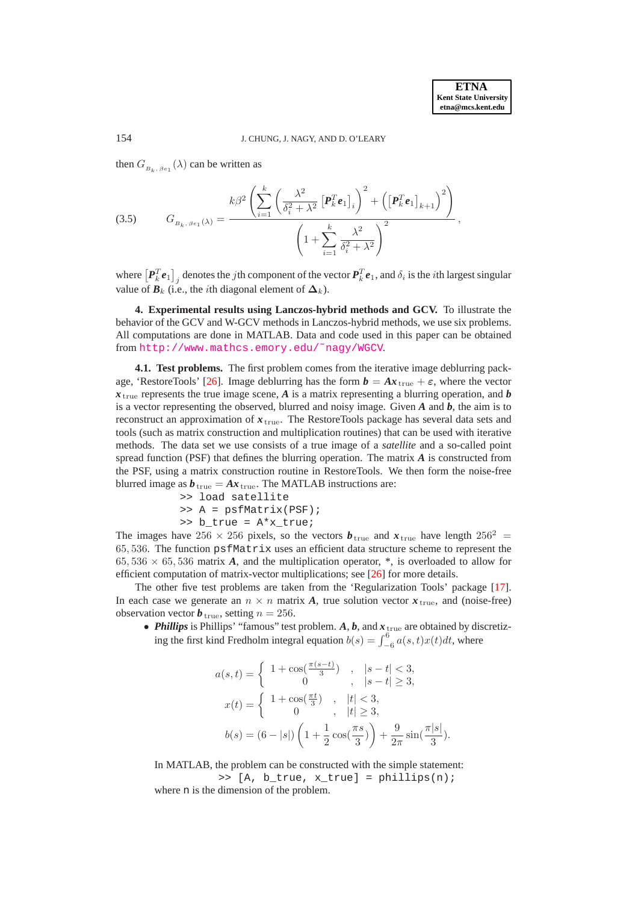then $G_{B_k,\beta e_1}(\lambda)$ can be written as

$$G_{B_k,\beta e_1}(\lambda) = \frac{k\beta^2 \left( \sum_{i=1}^{k} \left( \frac{\lambda^2}{\delta_i^2 + \lambda^2} \left[ \boldsymbol{P}_k^T \boldsymbol{e}_1 \right]_i \right)^2 + \left( \left[ \boldsymbol{P}_k^T \boldsymbol{e}_1 \right]_{k+1} \right)^2 \right)}{\left( 1 + \sum_{i=1}^{k} \frac{\lambda^2}{\delta_i^2 + \lambda^2} \right)^2}, \tag{3.5}$$

where $\left[ \boldsymbol{P}_k^T \boldsymbol{e}_1 \right]_j$ denotes the $j$th component of the vector $\boldsymbol{P}_k^T \boldsymbol{e}_1$, and $\delta_i$ is the $i$th largest singular value of $\boldsymbol{B}_k$ (i.e., the $i$th diagonal element of $\boldsymbol{\Delta}_k$).

## 4. Experimental results using Lanczos-hybrid methods and GCV.

To illustrate the behavior of the GCV and W-GCV methods in Lanczos-hybrid methods, we use six problems. All computations are done in MATLAB. Data and code used in this paper can be obtained from http://www.mathcs.emory.edu/~nagy/WGCV.

### 4.1. Test problems.

The first problem comes from the iterative image deblurring package, 'RestoreTools' [26]. Image deblurring has the form $\boldsymbol{b} = \boldsymbol{A}\boldsymbol{x}_{\text{true}} + \boldsymbol{\varepsilon}$, where the vector $\boldsymbol{x}_{\text{true}}$ represents the true image scene, $\boldsymbol{A}$ is a matrix representing a blurring operation, and $\boldsymbol{b}$ is a vector representing the observed, blurred and noisy image. Given $\boldsymbol{A}$ and $\boldsymbol{b}$, the aim is to reconstruct an approximation of $\boldsymbol{x}_{\text{true}}$. The RestoreTools package has several data sets and tools (such as matrix construction and multiplication routines) that can be used with iterative methods. The data set we use consists of a true image of a *satellite* and a so-called point spread function (PSF) that defines the blurring operation. The matrix $\boldsymbol{A}$ is constructed from the PSF, using a matrix construction routine in RestoreTools. We then form the noise-free blurred image as $\boldsymbol{b}_{\text{true}} = \boldsymbol{A}\boldsymbol{x}_{\text{true}}$. The MATLAB instructions are:

```
>> load satellite
>> A = psfMatrix(PSF);
>> b_true = A*x_true;
```

The images have $256 \times 256$ pixels, so the vectors $\boldsymbol{b}_{\text{true}}$ and $\boldsymbol{x}_{\text{true}}$ have length $256^2 = 65,536$. The function `psfMatrix` uses an efficient data structure scheme to represent the $65,536 \times 65,536$ matrix $\boldsymbol{A}$, and the multiplication operator, *, is overloaded to allow for efficient computation of matrix-vector multiplications; see [26] for more details.

The other five test problems are taken from the 'Regularization Tools' package [17]. In each case we generate an $n \times n$ matrix $\boldsymbol{A}$, true solution vector $\boldsymbol{x}_{\text{true}}$, and (noise-free) observation vector $\boldsymbol{b}_{\text{true}}$, setting $n = 256$.

- ***Phillips*** is Phillips' "famous" test problem. $\boldsymbol{A}$, $\boldsymbol{b}$, and $\boldsymbol{x}_{\text{true}}$ are obtained by discretizing the first kind Fredholm integral equation $b(s) = \int_{-6}^{6} a(s,t)x(t)dt$, where

$$a(s,t) = \begin{cases} 1 + \cos(\frac{\pi(s-t)}{3}) & , \quad |s-t| < 3, \\ 0 & , \quad |s-t| \geq 3, \end{cases}$$

$$x(t) = \begin{cases} 1 + \cos(\frac{\pi t}{3}) & , \quad |t| < 3, \\ 0 & , \quad |t| \geq 3, \end{cases}$$

$$b(s) = (6 - |s|)\left(1 + \frac{1}{2}\cos(\frac{\pi s}{3})\right) + \frac{9}{2\pi}\sin(\frac{\pi |s|}{3}).$$

  In MATLAB, the problem can be constructed with the simple statement:

```
>> [A, b_true, x_true] = phillips(n);
```

  where `n` is the dimension of the problem.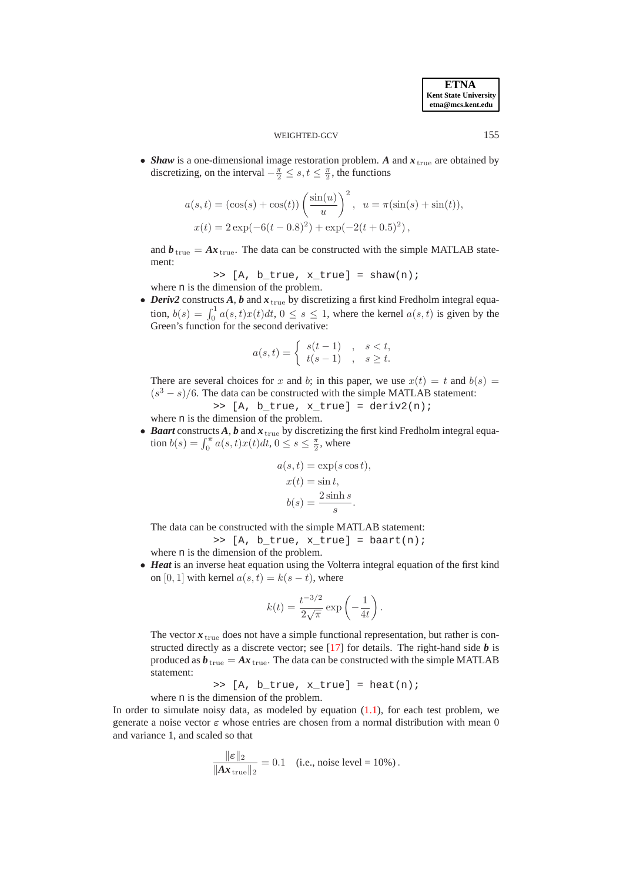- ***Shaw*** is a one-dimensional image restoration problem. $\boldsymbol{A}$ and $\boldsymbol{x}_{\text{true}}$ are obtained by discretizing, on the interval $-\frac{\pi}{2} \leq s,t \leq \frac{\pi}{2}$, the functions

$$a(s,t) = (\cos(s) + \cos(t)) \left( \frac{\sin(u)}{u} \right)^2, \quad u = \pi(\sin(s) + \sin(t)),$$
$$x(t) = 2\exp(-6(t-0.8)^2) + \exp(-2(t+0.5)^2),$$

  and $\boldsymbol{b}_{\text{true}} = \boldsymbol{A}\boldsymbol{x}_{\text{true}}$. The data can be constructed with the simple MATLAB statement:

```
>> [A, b_true, x_true] = shaw(n);
```

  where n is the dimension of the problem.

- ***Deriv2*** constructs $\boldsymbol{A}$, $\boldsymbol{b}$ and $\boldsymbol{x}_{\text{true}}$ by discretizing a first kind Fredholm integral equation, $b(s) = \int_0^1 a(s,t)x(t)dt$, $0 \leq s \leq 1$, where the kernel $a(s,t)$ is given by the Green's function for the second derivative:

$$a(s,t) = \begin{cases} s(t-1) & , \quad s < t, \\ t(s-1) & , \quad s \geq t. \end{cases}$$

  There are several choices for $x$ and $b$; in this paper, we use $x(t) = t$ and $b(s) = (s^3 - s)/6$. The data can be constructed with the simple MATLAB statement:

```
>> [A, b_true, x_true] = deriv2(n);
```

  where n is the dimension of the problem.

- ***Baart*** constructs $\boldsymbol{A}$, $\boldsymbol{b}$ and $\boldsymbol{x}_{\text{true}}$ by discretizing the first kind Fredholm integral equation $b(s) = \int_0^\pi a(s,t)x(t)dt$, $0 \leq s \leq \frac{\pi}{2}$, where

$$a(s,t) = \exp(s\cos t),$$
$$x(t) = \sin t,$$
$$b(s) = \frac{2\sinh s}{s}.$$

  The data can be constructed with the simple MATLAB statement:

```
>> [A, b_true, x_true] = baart(n);
```

  where n is the dimension of the problem.

- ***Heat*** is an inverse heat equation using the Volterra integral equation of the first kind on $[0,1]$ with kernel $a(s,t) = k(s-t)$, where

$$k(t) = \frac{t^{-3/2}}{2\sqrt{\pi}} \exp\left(-\frac{1}{4t}\right).$$

  The vector $\boldsymbol{x}_{\text{true}}$ does not have a simple functional representation, but rather is constructed directly as a discrete vector; see [17] for details. The right-hand side $\boldsymbol{b}$ is produced as $\boldsymbol{b}_{\text{true}} = \boldsymbol{A}\boldsymbol{x}_{\text{true}}$. The data can be constructed with the simple MATLAB statement:

```
>> [A, b_true, x_true] = heat(n);
```

  where n is the dimension of the problem.

In order to simulate noisy data, as modeled by equation (1.1), for each test problem, we generate a noise vector $\varepsilon$ whose entries are chosen from a normal distribution with mean 0 and variance 1, and scaled so that

$$\frac{\|\varepsilon\|_2}{\|\boldsymbol{A}\boldsymbol{x}_{\text{true}}\|_2} = 0.1 \quad \text{(i.e., noise level = 10\%)}.$$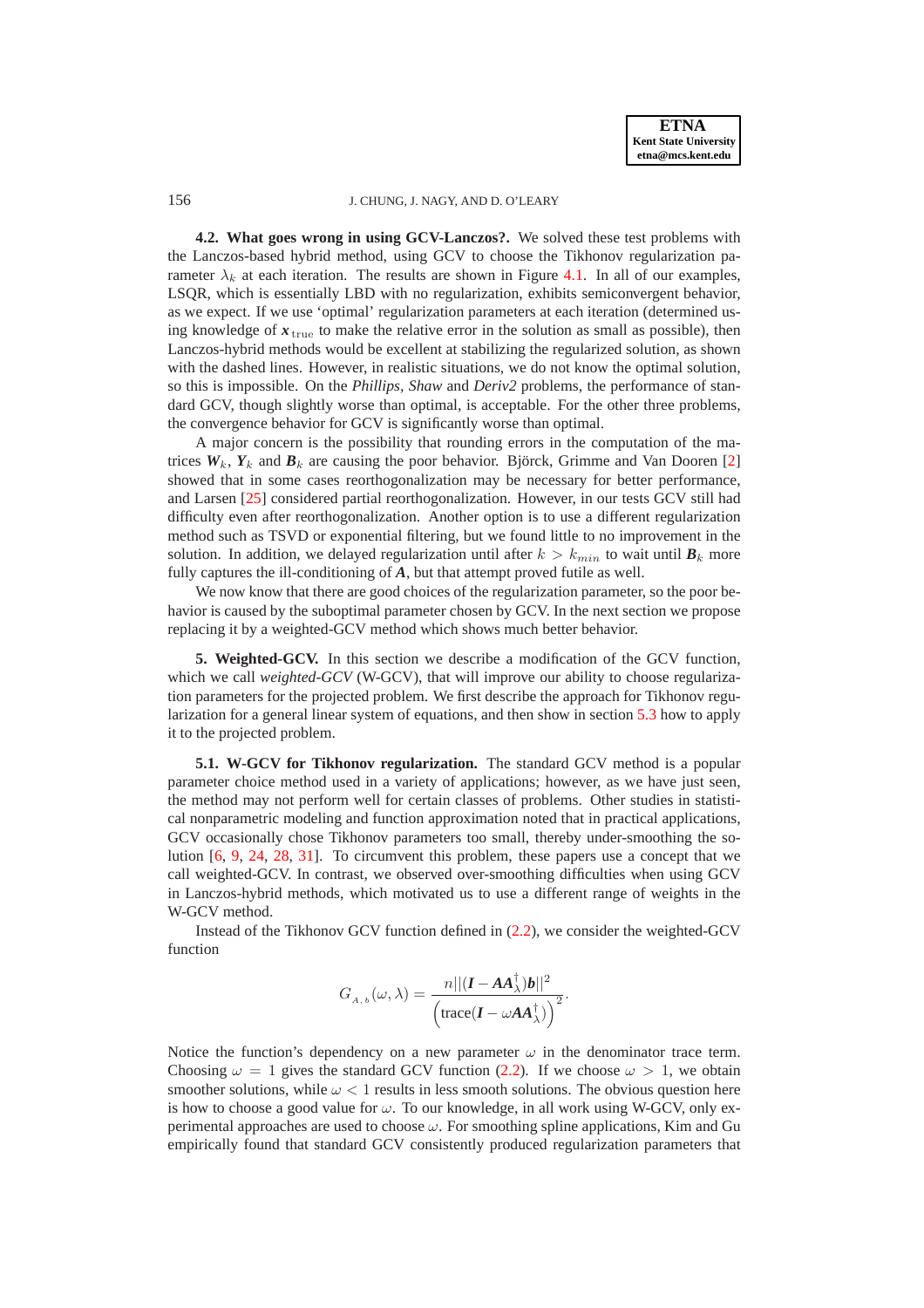**4.2. What goes wrong in using GCV-Lanczos?.** We solved these test problems with the Lanczos-based hybrid method, using GCV to choose the Tikhonov regularization parameter $\lambda_k$ at each iteration. The results are shown in Figure 4.1. In all of our examples, LSQR, which is essentially LBD with no regularization, exhibits semiconvergent behavior, as we expect. If we use 'optimal' regularization parameters at each iteration (determined using knowledge of $\boldsymbol{x}_{\text{true}}$ to make the relative error in the solution as small as possible), then Lanczos-hybrid methods would be excellent at stabilizing the regularized solution, as shown with the dashed lines. However, in realistic situations, we do not know the optimal solution, so this is impossible. On the *Phillips*, *Shaw* and *Deriv2* problems, the performance of standard GCV, though slightly worse than optimal, is acceptable. For the other three problems, the convergence behavior for GCV is significantly worse than optimal.

A major concern is the possibility that rounding errors in the computation of the matrices $\boldsymbol{W}_k$, $\boldsymbol{Y}_k$ and $\boldsymbol{B}_k$ are causing the poor behavior. Björck, Grimme and Van Dooren [2] showed that in some cases reorthogonalization may be necessary for better performance, and Larsen [25] considered partial reorthogonalization. However, in our tests GCV still had difficulty even after reorthogonalization. Another option is to use a different regularization method such as TSVD or exponential filtering, but we found little to no improvement in the solution. In addition, we delayed regularization until after $k > k_{min}$ to wait until $\boldsymbol{B}_k$ more fully captures the ill-conditioning of $\boldsymbol{A}$, but that attempt proved futile as well.

We now know that there are good choices of the regularization parameter, so the poor behavior is caused by the suboptimal parameter chosen by GCV. In the next section we propose replacing it by a weighted-GCV method which shows much better behavior.

## 5. Weighted-GCV.

In this section we describe a modification of the GCV function, which we call *weighted-GCV* (W-GCV), that will improve our ability to choose regularization parameters for the projected problem. We first describe the approach for Tikhonov regularization for a general linear system of equations, and then show in section 5.3 how to apply it to the projected problem.

### 5.1. W-GCV for Tikhonov regularization.

The standard GCV method is a popular parameter choice method used in a variety of applications; however, as we have just seen, the method may not perform well for certain classes of problems. Other studies in statistical nonparametric modeling and function approximation noted that in practical applications, GCV occasionally chose Tikhonov parameters too small, thereby under-smoothing the solution [6, 9, 24, 28, 31]. To circumvent this problem, these papers use a concept that we call weighted-GCV. In contrast, we observed over-smoothing difficulties when using GCV in Lanczos-hybrid methods, which motivated us to use a different range of weights in the W-GCV method.

Instead of the Tikhonov GCV function defined in (2.2), we consider the weighted-GCV function

$$G_{\boldsymbol{A},\boldsymbol{b}}(\omega,\lambda) = \frac{n||(\boldsymbol{I} - \boldsymbol{A}\boldsymbol{A}_\lambda^\dagger)\boldsymbol{b}||^2}{\left(\text{trace}(\boldsymbol{I} - \omega \boldsymbol{A}\boldsymbol{A}_\lambda^\dagger)\right)^2}.$$

Notice the function's dependency on a new parameter $\omega$ in the denominator trace term. Choosing $\omega = 1$ gives the standard GCV function (2.2). If we choose $\omega > 1$, we obtain smoother solutions, while $\omega < 1$ results in less smooth solutions. The obvious question here is how to choose a good value for $\omega$. To our knowledge, in all work using W-GCV, only experimental approaches are used to choose $\omega$. For smoothing spline applications, Kim and Gu empirically found that standard GCV consistently produced regularization parameters that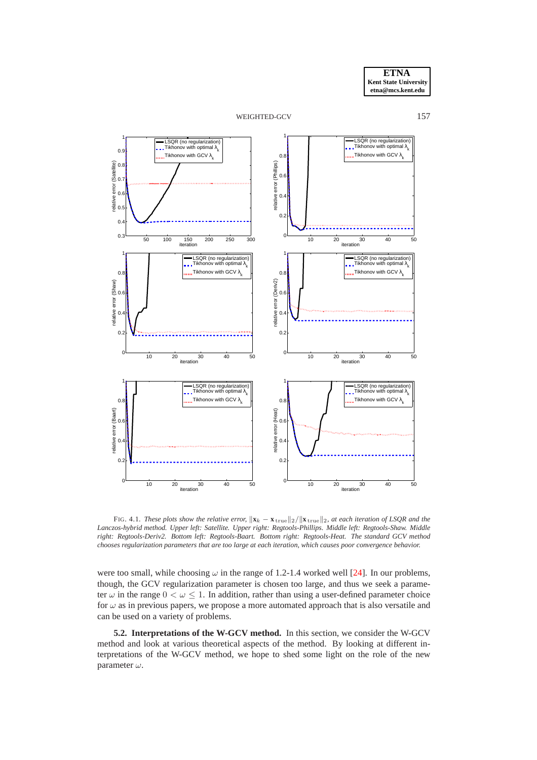FIG. 4.1. *These plots show the relative error, $\|\mathbf{x}_k - \mathbf{x}_{\text{true}}\|_2 / \|\mathbf{x}_{\text{true}}\|_2$, at each iteration of LSQR and the Lanczos-hybrid method. Upper left: Satellite. Upper right: Regtools-Phillips. Middle left: Regtools-Shaw. Middle right: Regtools-Deriv2. Bottom left: Regtools-Baart. Bottom right: Regtools-Heat. The standard GCV method chooses regularization parameters that are too large at each iteration, which causes poor convergence behavior.*

were too small, while choosing $\omega$ in the range of 1.2-1.4 worked well [24]. In our problems, though, the GCV regularization parameter is chosen too large, and thus we seek a parameter $\omega$ in the range $0 < \omega \leq 1$. In addition, rather than using a user-defined parameter choice for $\omega$ as in previous papers, we propose a more automated approach that is also versatile and can be used on a variety of problems.

**5.2. Interpretations of the W-GCV method.** In this section, we consider the W-GCV method and look at various theoretical aspects of the method. By looking at different interpretations of the W-GCV method, we hope to shed some light on the role of the new parameter $\omega$.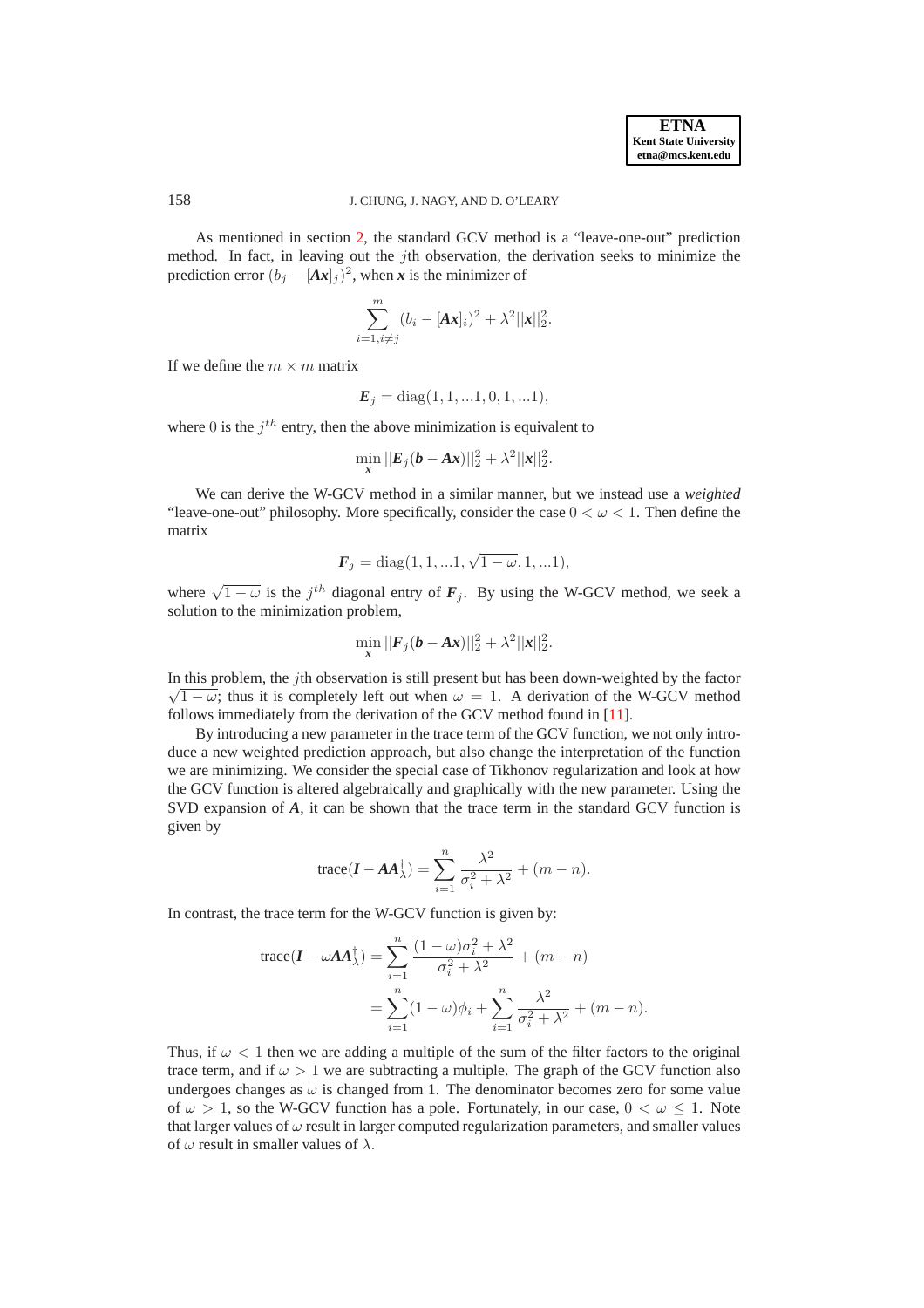As mentioned in section 2, the standard GCV method is a "leave-one-out" prediction method. In fact, in leaving out the $j$th observation, the derivation seeks to minimize the prediction error $(b_j - [\boldsymbol{A}\boldsymbol{x}]_j)^2$, when $\boldsymbol{x}$ is the minimizer of

$$\sum_{i=1, i \neq j}^{m} (b_i - [\boldsymbol{A}\boldsymbol{x}]_i)^2 + \lambda^2 ||\boldsymbol{x}||_2^2.$$

If we define the $m \times m$ matrix

$$\boldsymbol{E}_j = \operatorname{diag}(1, 1, ...1, 0, 1, ...1),$$

where $0$ is the $j^{th}$ entry, then the above minimization is equivalent to

$$\min_{\boldsymbol{x}} ||\boldsymbol{E}_j(\boldsymbol{b} - \boldsymbol{A}\boldsymbol{x})||_2^2 + \lambda^2 ||\boldsymbol{x}||_2^2.$$

We can derive the W-GCV method in a similar manner, but we instead use a *weighted* "leave-one-out" philosophy. More specifically, consider the case $0 < \omega < 1$. Then define the matrix

$$\boldsymbol{F}_j = \operatorname{diag}(1, 1, ...1, \sqrt{1-\omega}, 1, ...1),$$

where $\sqrt{1-\omega}$ is the $j^{th}$ diagonal entry of $\boldsymbol{F}_j$. By using the W-GCV method, we seek a solution to the minimization problem,

$$\min_{\boldsymbol{x}} ||\boldsymbol{F}_j(\boldsymbol{b} - \boldsymbol{A}\boldsymbol{x})||_2^2 + \lambda^2 ||\boldsymbol{x}||_2^2.$$

In this problem, the $j$th observation is still present but has been down-weighted by the factor $\sqrt{1-\omega}$; thus it is completely left out when $\omega = 1$. A derivation of the W-GCV method follows immediately from the derivation of the GCV method found in [11].

By introducing a new parameter in the trace term of the GCV function, we not only introduce a new weighted prediction approach, but also change the interpretation of the function we are minimizing. We consider the special case of Tikhonov regularization and look at how the GCV function is altered algebraically and graphically with the new parameter. Using the SVD expansion of $\boldsymbol{A}$, it can be shown that the trace term in the standard GCV function is given by

$$\operatorname{trace}(\boldsymbol{I} - \boldsymbol{A}\boldsymbol{A}_\lambda^\dagger) = \sum_{i=1}^{n} \frac{\lambda^2}{\sigma_i^2 + \lambda^2} + (m - n).$$

In contrast, the trace term for the W-GCV function is given by:

$$\begin{aligned}
\operatorname{trace}(\boldsymbol{I} - \omega \boldsymbol{A}\boldsymbol{A}_\lambda^\dagger) &= \sum_{i=1}^{n} \frac{(1-\omega)\sigma_i^2 + \lambda^2}{\sigma_i^2 + \lambda^2} + (m - n) \\
&= \sum_{i=1}^{n} (1-\omega)\phi_i + \sum_{i=1}^{n} \frac{\lambda^2}{\sigma_i^2 + \lambda^2} + (m - n).
\end{aligned}$$

Thus, if $\omega < 1$ then we are adding a multiple of the sum of the filter factors to the original trace term, and if $\omega > 1$ we are subtracting a multiple. The graph of the GCV function also undergoes changes as $\omega$ is changed from 1. The denominator becomes zero for some value of $\omega > 1$, so the W-GCV function has a pole. Fortunately, in our case, $0 < \omega \leq 1$. Note that larger values of $\omega$ result in larger computed regularization parameters, and smaller values of $\omega$ result in smaller values of $\lambda$.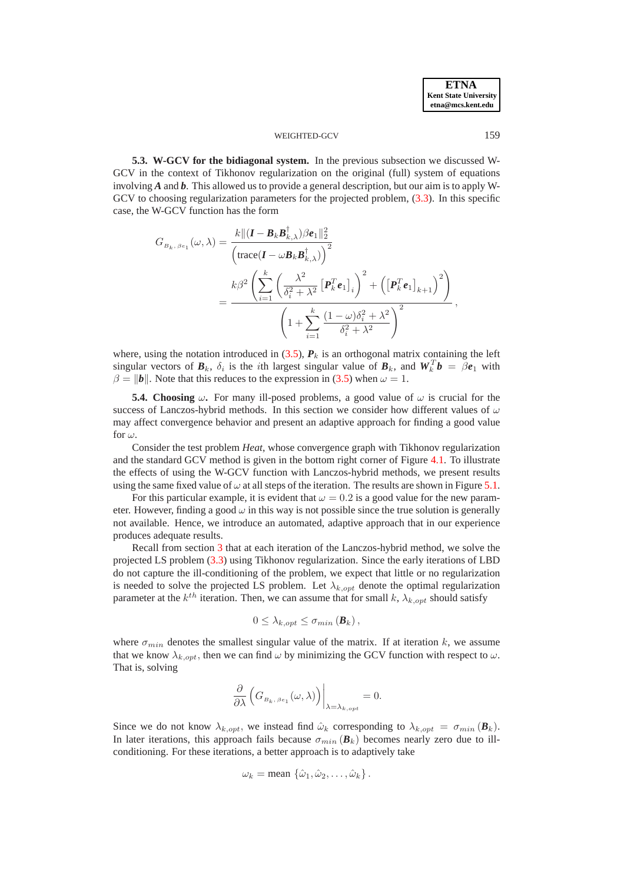**5.3. W-GCV for the bidiagonal system.** In the previous subsection we discussed W-GCV in the context of Tikhonov regularization on the original (full) system of equations involving $\boldsymbol{A}$ and $\boldsymbol{b}$. This allowed us to provide a general description, but our aim is to apply W-GCV to choosing regularization parameters for the projected problem, (3.3). In this specific case, the W-GCV function has the form

$$G_{\boldsymbol{B}_k,\, \beta \boldsymbol{e}_1}(\omega, \lambda) = \frac{k \| (\boldsymbol{I} - \boldsymbol{B}_k \boldsymbol{B}_{k,\lambda}^{\dagger}) \beta \boldsymbol{e}_1 \|_2^2}{\left( \text{trace}(\boldsymbol{I} - \omega \boldsymbol{B}_k \boldsymbol{B}_{k,\lambda}^{\dagger}) \right)^2}$$

$$= \frac{k\beta^2 \left( \sum_{i=1}^{k} \left( \frac{\lambda^2}{\delta_i^2 + \lambda^2} \left[ \boldsymbol{P}_k^T \boldsymbol{e}_1 \right]_i \right)^2 + \left( \left[ \boldsymbol{P}_k^T \boldsymbol{e}_1 \right]_{k+1} \right)^2 \right)}{\left( 1 + \sum_{i=1}^{k} \frac{(1-\omega)\delta_i^2 + \lambda^2}{\delta_i^2 + \lambda^2} \right)^2},$$

where, using the notation introduced in (3.5), $\boldsymbol{P}_k$ is an orthogonal matrix containing the left singular vectors of $\boldsymbol{B}_k$, $\delta_i$ is the $i$th largest singular value of $\boldsymbol{B}_k$, and $\boldsymbol{W}_k^T \boldsymbol{b} = \beta \boldsymbol{e}_1$ with $\beta = \|\boldsymbol{b}\|$. Note that this reduces to the expression in (3.5) when $\omega = 1$.

**5.4. Choosing $\omega$.** For many ill-posed problems, a good value of $\omega$ is crucial for the success of Lanczos-hybrid methods. In this section we consider how different values of $\omega$ may affect convergence behavior and present an adaptive approach for finding a good value for $\omega$.

Consider the test problem *Heat*, whose convergence graph with Tikhonov regularization and the standard GCV method is given in the bottom right corner of Figure 4.1. To illustrate the effects of using the W-GCV function with Lanczos-hybrid methods, we present results using the same fixed value of $\omega$ at all steps of the iteration. The results are shown in Figure 5.1.

For this particular example, it is evident that $\omega = 0.2$ is a good value for the new parameter. However, finding a good $\omega$ in this way is not possible since the true solution is generally not available. Hence, we introduce an automated, adaptive approach that in our experience produces adequate results.

Recall from section 3 that at each iteration of the Lanczos-hybrid method, we solve the projected LS problem (3.3) using Tikhonov regularization. Since the early iterations of LBD do not capture the ill-conditioning of the problem, we expect that little or no regularization is needed to solve the projected LS problem. Let $\lambda_{k,opt}$ denote the optimal regularization parameter at the $k^{th}$ iteration. Then, we can assume that for small $k$, $\lambda_{k,opt}$ should satisfy

$$0 \le \lambda_{k,opt} \le \sigma_{min}\left(\boldsymbol{B}_k\right),$$

where $\sigma_{min}$ denotes the smallest singular value of the matrix. If at iteration $k$, we assume that we know $\lambda_{k,opt}$, then we can find $\omega$ by minimizing the GCV function with respect to $\omega$. That is, solving

$$\frac{\partial}{\partial \lambda} \left( G_{\boldsymbol{B}_k,\, \beta \boldsymbol{e}_1}(\omega, \lambda) \right) \bigg|_{\lambda = \lambda_{k,opt}} = 0.$$

Since we do not know $\lambda_{k,opt}$, we instead find $\hat{\omega}_k$ corresponding to $\lambda_{k,opt} = \sigma_{min}\left(\boldsymbol{B}_k\right)$. In later iterations, this approach fails because $\sigma_{min}\left(\boldsymbol{B}_k\right)$ becomes nearly zero due to ill-conditioning. For these iterations, a better approach is to adaptively take

$$\omega_k = \text{mean}\left\{\hat{\omega}_1, \hat{\omega}_2, \ldots, \hat{\omega}_k\right\}.$$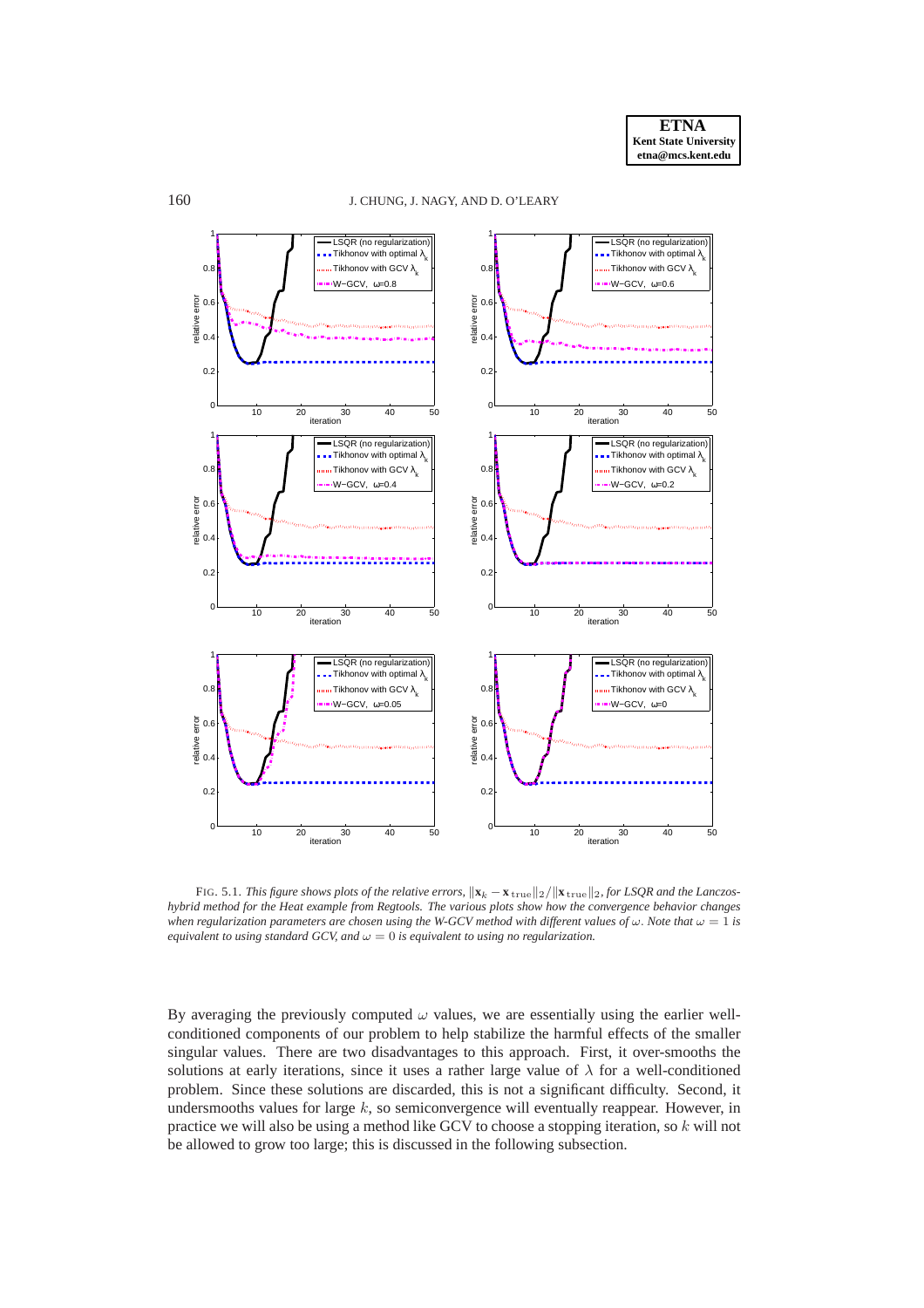FIG. 5.1. *This figure shows plots of the relative errors, $\|\mathbf{x}_k - \mathbf{x}_{\text{true}}\|_2 / \|\mathbf{x}_{\text{true}}\|_2$, for LSQR and the Lanczos-hybrid method for the Heat example from Regtools. The various plots show how the convergence behavior changes when regularization parameters are chosen using the W-GCV method with different values of $\omega$. Note that $\omega = 1$ is equivalent to using standard GCV, and $\omega = 0$ is equivalent to using no regularization.*

By averaging the previously computed $\omega$ values, we are essentially using the earlier well-conditioned components of our problem to help stabilize the harmful effects of the smaller singular values. There are two disadvantages to this approach. First, it over-smooths the solutions at early iterations, since it uses a rather large value of $\lambda$ for a well-conditioned problem. Since these solutions are discarded, this is not a significant difficulty. Second, it undersmooths values for large $k$, so semiconvergence will eventually reappear. However, in practice we will also be using a method like GCV to choose a stopping iteration, so $k$ will not be allowed to grow too large; this is discussed in the following subsection.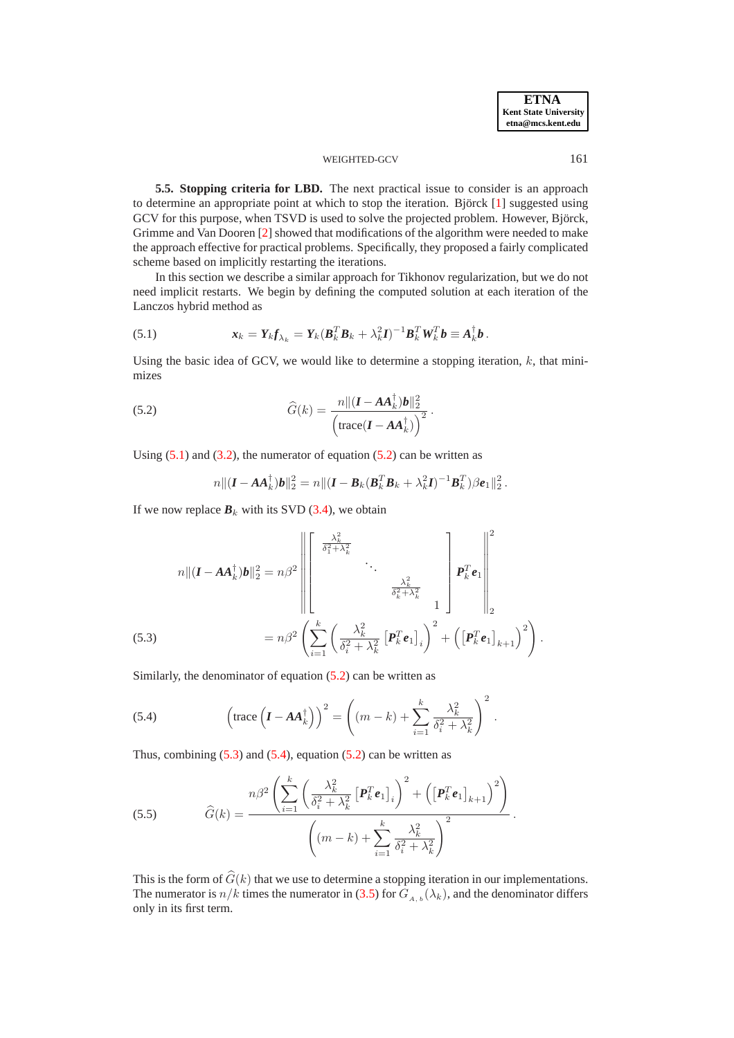**5.5. Stopping criteria for LBD.** The next practical issue to consider is an approach to determine an appropriate point at which to stop the iteration. Björck [1] suggested using GCV for this purpose, when TSVD is used to solve the projected problem. However, Björck, Grimme and Van Dooren [2] showed that modifications of the algorithm were needed to make the approach effective for practical problems. Specifically, they proposed a fairly complicated scheme based on implicitly restarting the iterations.

In this section we describe a similar approach for Tikhonov regularization, but we do not need implicit restarts. We begin by defining the computed solution at each iteration of the Lanczos hybrid method as

$$\boldsymbol{x}_k = \boldsymbol{Y}_k \boldsymbol{f}_{\lambda_k} = \boldsymbol{Y}_k(\boldsymbol{B}_k^T\boldsymbol{B}_k + \lambda_k^2\boldsymbol{I})^{-1}\boldsymbol{B}_k^T\boldsymbol{W}_k^T\boldsymbol{b} \equiv \boldsymbol{A}_k^\dagger \boldsymbol{b}\,. \tag{5.1}$$

Using the basic idea of GCV, we would like to determine a stopping iteration, $k$, that minimizes

$$\widehat{G}(k) = \frac{n\|(\boldsymbol{I} - \boldsymbol{A}\boldsymbol{A}_k^\dagger)\boldsymbol{b}\|_2^2}{\left(\text{trace}(\boldsymbol{I} - \boldsymbol{A}\boldsymbol{A}_k^\dagger)\right)^2}\,. \tag{5.2}$$

Using (5.1) and (3.2), the numerator of equation (5.2) can be written as

$$n\|(\boldsymbol{I} - \boldsymbol{A}\boldsymbol{A}_k^\dagger)\boldsymbol{b}\|_2^2 = n\|(\boldsymbol{I} - \boldsymbol{B}_k(\boldsymbol{B}_k^T\boldsymbol{B}_k + \lambda_k^2\boldsymbol{I})^{-1}\boldsymbol{B}_k^T)\beta\boldsymbol{e}_1\|_2^2\,.$$

If we now replace $\boldsymbol{B}_k$ with its SVD (3.4), we obtain

$$\begin{aligned}
n\|(\boldsymbol{I} - \boldsymbol{A}\boldsymbol{A}_k^\dagger)\boldsymbol{b}\|_2^2 &= n\beta^2 \left\| \begin{bmatrix} \frac{\lambda_k^2}{\delta_1^2+\lambda_k^2} & & & \\ & \ddots & & \\ & & \frac{\lambda_k^2}{\delta_k^2+\lambda_k^2} & \\ & & & 1 \end{bmatrix} \boldsymbol{P}_k^T\boldsymbol{e}_1 \right\|_2^2 \\
&= n\beta^2 \left( \sum_{i=1}^{k} \left( \frac{\lambda_k^2}{\delta_i^2 + \lambda_k^2} \left[\boldsymbol{P}_k^T\boldsymbol{e}_1\right]_i \right)^2 + \left( \left[\boldsymbol{P}_k^T\boldsymbol{e}_1\right]_{k+1} \right)^2 \right).
\end{aligned} \tag{5.3}$$

Similarly, the denominator of equation (5.2) can be written as

$$\left(\text{trace}\left(\boldsymbol{I} - \boldsymbol{A}\boldsymbol{A}_k^\dagger\right)\right)^2 = \left( (m-k) + \sum_{i=1}^{k} \frac{\lambda_k^2}{\delta_i^2 + \lambda_k^2} \right)^2. \tag{5.4}$$

Thus, combining (5.3) and (5.4), equation (5.2) can be written as

$$\widehat{G}(k) = \frac{n\beta^2 \left( \sum_{i=1}^{k} \left( \frac{\lambda_k^2}{\delta_i^2 + \lambda_k^2} \left[\boldsymbol{P}_k^T\boldsymbol{e}_1\right]_i \right)^2 + \left( \left[\boldsymbol{P}_k^T\boldsymbol{e}_1\right]_{k+1} \right)^2 \right)}{\left( (m-k) + \sum_{i=1}^{k} \frac{\lambda_k^2}{\delta_i^2 + \lambda_k^2} \right)^2}\,. \tag{5.5}$$

This is the form of $\widehat{G}(k)$ that we use to determine a stopping iteration in our implementations. The numerator is $n/k$ times the numerator in (3.5) for $G_{A,b}(\lambda_k)$, and the denominator differs only in its first term.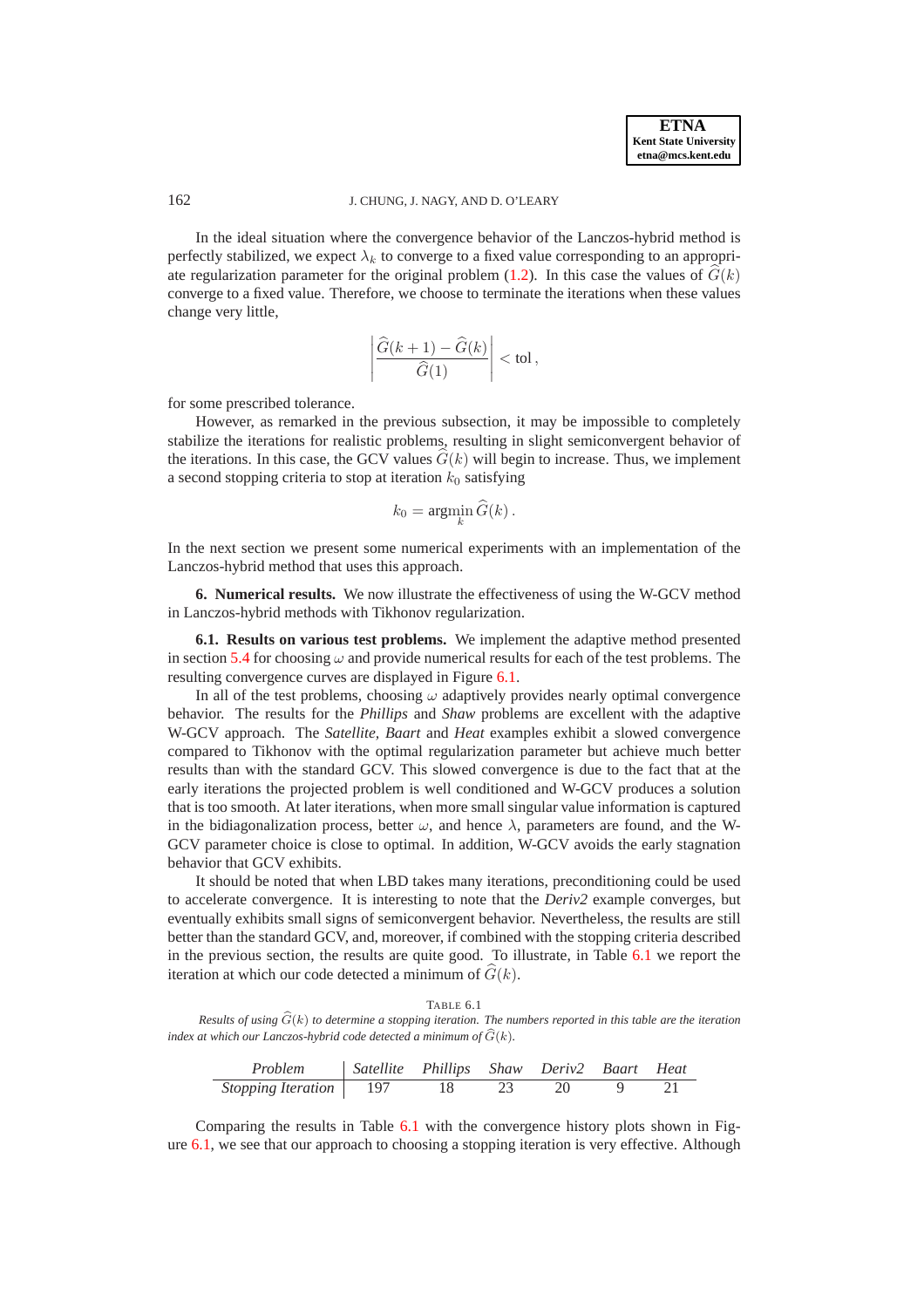In the ideal situation where the convergence behavior of the Lanczos-hybrid method is perfectly stabilized, we expect $\lambda_k$ to converge to a fixed value corresponding to an appropriate regularization parameter for the original problem (1.2). In this case the values of $\widehat{G}(k)$ converge to a fixed value. Therefore, we choose to terminate the iterations when these values change very little,

$$\left| \frac{\widehat{G}(k+1) - \widehat{G}(k)}{\widehat{G}(1)} \right| < \text{tol}\,,$$

for some prescribed tolerance.

However, as remarked in the previous subsection, it may be impossible to completely stabilize the iterations for realistic problems, resulting in slight semiconvergent behavior of the iterations. In this case, the GCV values $\widehat{G}(k)$ will begin to increase. Thus, we implement a second stopping criteria to stop at iteration $k_0$ satisfying

$$k_0 = \operatorname*{argmin}_k \widehat{G}(k)\,.$$

In the next section we present some numerical experiments with an implementation of the Lanczos-hybrid method that uses this approach.

## 6. Numerical results.

We now illustrate the effectiveness of using the W-GCV method in Lanczos-hybrid methods with Tikhonov regularization.

### 6.1. Results on various test problems.

We implement the adaptive method presented in section 5.4 for choosing $\omega$ and provide numerical results for each of the test problems. The resulting convergence curves are displayed in Figure 6.1.

In all of the test problems, choosing $\omega$ adaptively provides nearly optimal convergence behavior. The results for the *Phillips* and *Shaw* problems are excellent with the adaptive W-GCV approach. The *Satellite*, *Baart* and *Heat* examples exhibit a slowed convergence compared to Tikhonov with the optimal regularization parameter but achieve much better results than with the standard GCV. This slowed convergence is due to the fact that at the early iterations the projected problem is well conditioned and W-GCV produces a solution that is too smooth. At later iterations, when more small singular value information is captured in the bidiagonalization process, better $\omega$, and hence $\lambda$, parameters are found, and the W-GCV parameter choice is close to optimal. In addition, W-GCV avoids the early stagnation behavior that GCV exhibits.

It should be noted that when LBD takes many iterations, preconditioning could be used to accelerate convergence. It is interesting to note that the *Deriv2* example converges, but eventually exhibits small signs of semiconvergent behavior. Nevertheless, the results are still better than the standard GCV, and, moreover, if combined with the stopping criteria described in the previous section, the results are quite good. To illustrate, in Table 6.1 we report the iteration at which our code detected a minimum of $\widehat{G}(k)$.

TABLE 6.1
*Results of using $\widehat{G}(k)$ to determine a stopping iteration. The numbers reported in this table are the iteration index at which our Lanczos-hybrid code detected a minimum of $\widehat{G}(k)$.*

| *Problem* | *Satellite* | *Phillips* | *Shaw* | *Deriv2* | *Baart* | *Heat* |
|---|---|---|---|---|---|---|
| *Stopping Iteration* | 197 | 18 | 23 | 20 | 9 | 21 |

Comparing the results in Table 6.1 with the convergence history plots shown in Figure 6.1, we see that our approach to choosing a stopping iteration is very effective. Although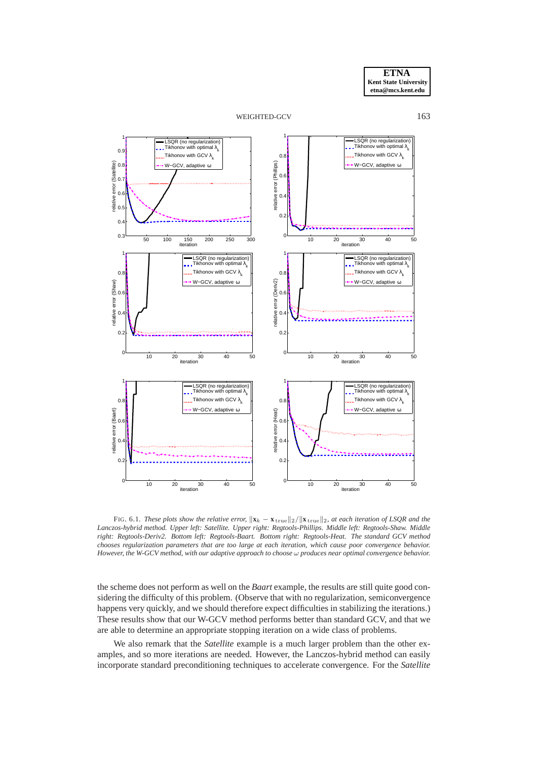FIG. 6.1. *These plots show the relative error, $\|\mathbf{x}_k - \mathbf{x}_{\text{true}}\|_2/\|\mathbf{x}_{\text{true}}\|_2$, at each iteration of LSQR and the Lanczos-hybrid method. Upper left: Satellite. Upper right: Regtools-Phillips. Middle left: Regtools-Shaw. Middle right: Regtools-Deriv2. Bottom left: Regtools-Baart. Bottom right: Regtools-Heat. The standard GCV method chooses regularization parameters that are too large at each iteration, which cause poor convergence behavior. However, the W-GCV method, with our adaptive approach to choose $\omega$ produces near optimal convergence behavior.*

the scheme does not perform as well on the *Baart* example, the results are still quite good considering the difficulty of this problem. (Observe that with no regularization, semiconvergence happens very quickly, and we should therefore expect difficulties in stabilizing the iterations.) These results show that our W-GCV method performs better than standard GCV, and that we are able to determine an appropriate stopping iteration on a wide class of problems.

We also remark that the *Satellite* example is a much larger problem than the other examples, and so more iterations are needed. However, the Lanczos-hybrid method can easily incorporate standard preconditioning techniques to accelerate convergence. For the *Satellite*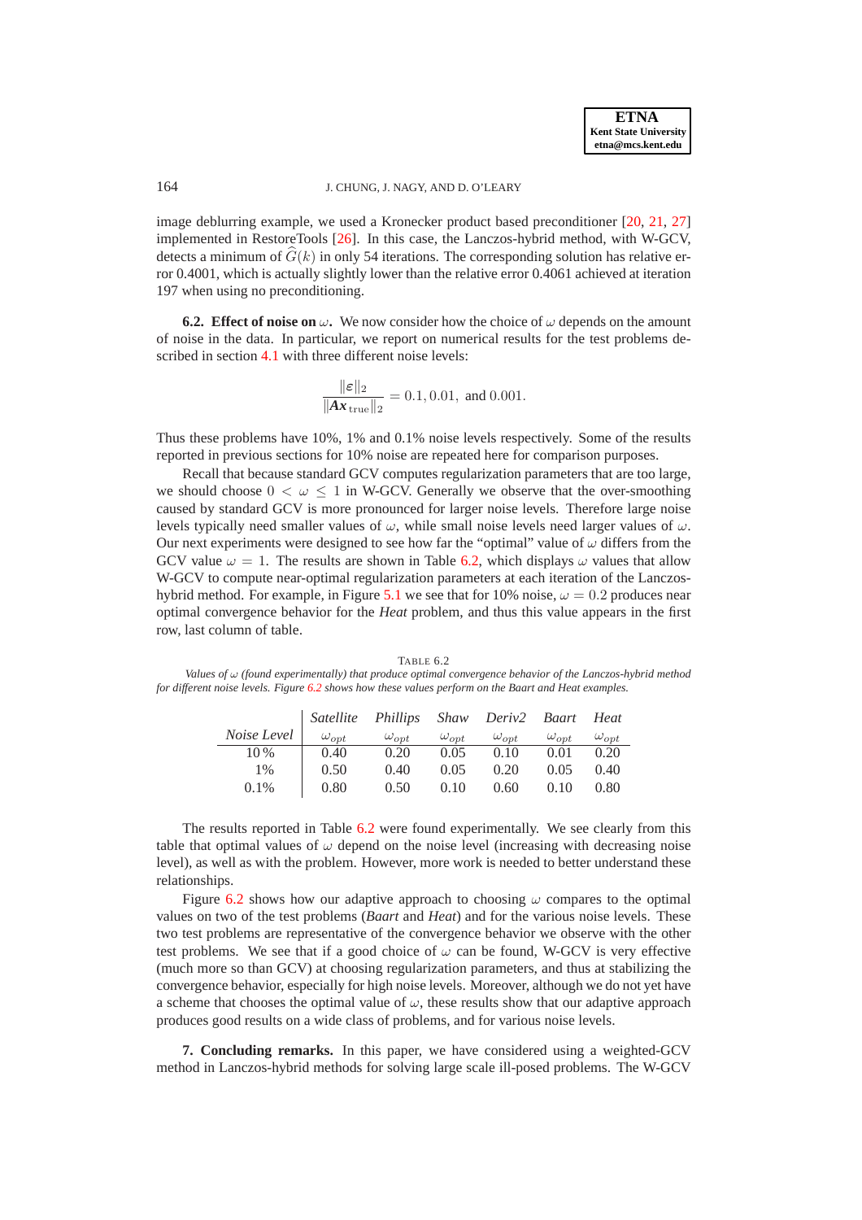image deblurring example, we used a Kronecker product based preconditioner [20, 21, 27] implemented in RestoreTools [26]. In this case, the Lanczos-hybrid method, with W-GCV, detects a minimum of $\widehat{G}(k)$ in only 54 iterations. The corresponding solution has relative error 0.4001, which is actually slightly lower than the relative error 0.4061 achieved at iteration 197 when using no preconditioning.

**6.2. Effect of noise on $\omega$.** We now consider how the choice of $\omega$ depends on the amount of noise in the data. In particular, we report on numerical results for the test problems described in section 4.1 with three different noise levels:

$$\frac{\|\boldsymbol{\varepsilon}\|_2}{\|\boldsymbol{Ax}_{\text{true}}\|_2} = 0.1, 0.01, \text{ and } 0.001.$$

Thus these problems have 10%, 1% and 0.1% noise levels respectively. Some of the results reported in previous sections for 10% noise are repeated here for comparison purposes.

Recall that because standard GCV computes regularization parameters that are too large, we should choose $0 < \omega \leq 1$ in W-GCV. Generally we observe that the over-smoothing caused by standard GCV is more pronounced for larger noise levels. Therefore large noise levels typically need smaller values of $\omega$, while small noise levels need larger values of $\omega$. Our next experiments were designed to see how far the "optimal" value of $\omega$ differs from the GCV value $\omega = 1$. The results are shown in Table 6.2, which displays $\omega$ values that allow W-GCV to compute near-optimal regularization parameters at each iteration of the Lanczos-hybrid method. For example, in Figure 5.1 we see that for 10% noise, $\omega = 0.2$ produces near optimal convergence behavior for the *Heat* problem, and thus this value appears in the first row, last column of table.

TABLE 6.2
*Values of $\omega$ (found experimentally) that produce optimal convergence behavior of the Lanczos-hybrid method for different noise levels. Figure 6.2 shows how these values perform on the Baart and Heat examples.*

| | *Satellite* | *Phillips* | *Shaw* | *Deriv2* | *Baart* | *Heat* |
|---|---|---|---|---|---|---|
| *Noise Level* | $\omega_{opt}$ | $\omega_{opt}$ | $\omega_{opt}$ | $\omega_{opt}$ | $\omega_{opt}$ | $\omega_{opt}$ |
| 10 % | 0.40 | 0.20 | 0.05 | 0.10 | 0.01 | 0.20 |
| 1% | 0.50 | 0.40 | 0.05 | 0.20 | 0.05 | 0.40 |
| 0.1% | 0.80 | 0.50 | 0.10 | 0.60 | 0.10 | 0.80 |

The results reported in Table 6.2 were found experimentally. We see clearly from this table that optimal values of $\omega$ depend on the noise level (increasing with decreasing noise level), as well as with the problem. However, more work is needed to better understand these relationships.

Figure 6.2 shows how our adaptive approach to choosing $\omega$ compares to the optimal values on two of the test problems (*Baart* and *Heat*) and for the various noise levels. These two test problems are representative of the convergence behavior we observe with the other test problems. We see that if a good choice of $\omega$ can be found, W-GCV is very effective (much more so than GCV) at choosing regularization parameters, and thus at stabilizing the convergence behavior, especially for high noise levels. Moreover, although we do not yet have a scheme that chooses the optimal value of $\omega$, these results show that our adaptive approach produces good results on a wide class of problems, and for various noise levels.

**7. Concluding remarks.** In this paper, we have considered using a weighted-GCV method in Lanczos-hybrid methods for solving large scale ill-posed problems. The W-GCV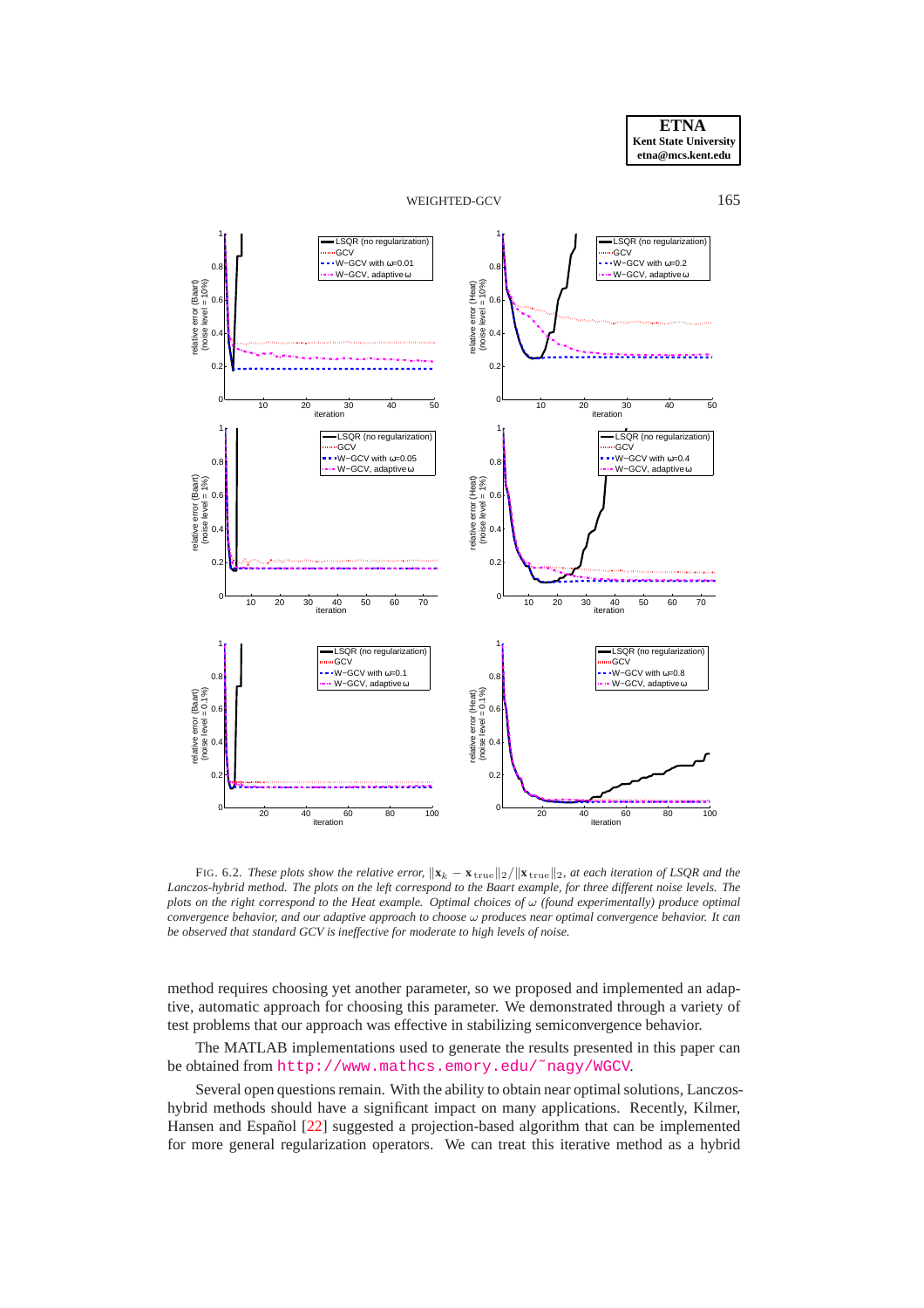FIG. 6.2. *These plots show the relative error, $\|\mathbf{x}_k - \mathbf{x}_{\rm true}\|_2/\|\mathbf{x}_{\rm true}\|_2$, at each iteration of LSQR and the Lanczos-hybrid method. The plots on the left correspond to the Baart example, for three different noise levels. The plots on the right correspond to the Heat example. Optimal choices of $\omega$ (found experimentally) produce optimal convergence behavior, and our adaptive approach to choose $\omega$ produces near optimal convergence behavior. It can be observed that standard GCV is ineffective for moderate to high levels of noise.*

method requires choosing yet another parameter, so we proposed and implemented an adaptive, automatic approach for choosing this parameter. We demonstrated through a variety of test problems that our approach was effective in stabilizing semiconvergence behavior.

The MATLAB implementations used to generate the results presented in this paper can be obtained from http://www.mathcs.emory.edu/~nagy/WGCV.

Several open questions remain. With the ability to obtain near optimal solutions, Lanczos-hybrid methods should have a significant impact on many applications. Recently, Kilmer, Hansen and Español [22] suggested a projection-based algorithm that can be implemented for more general regularization operators. We can treat this iterative method as a hybrid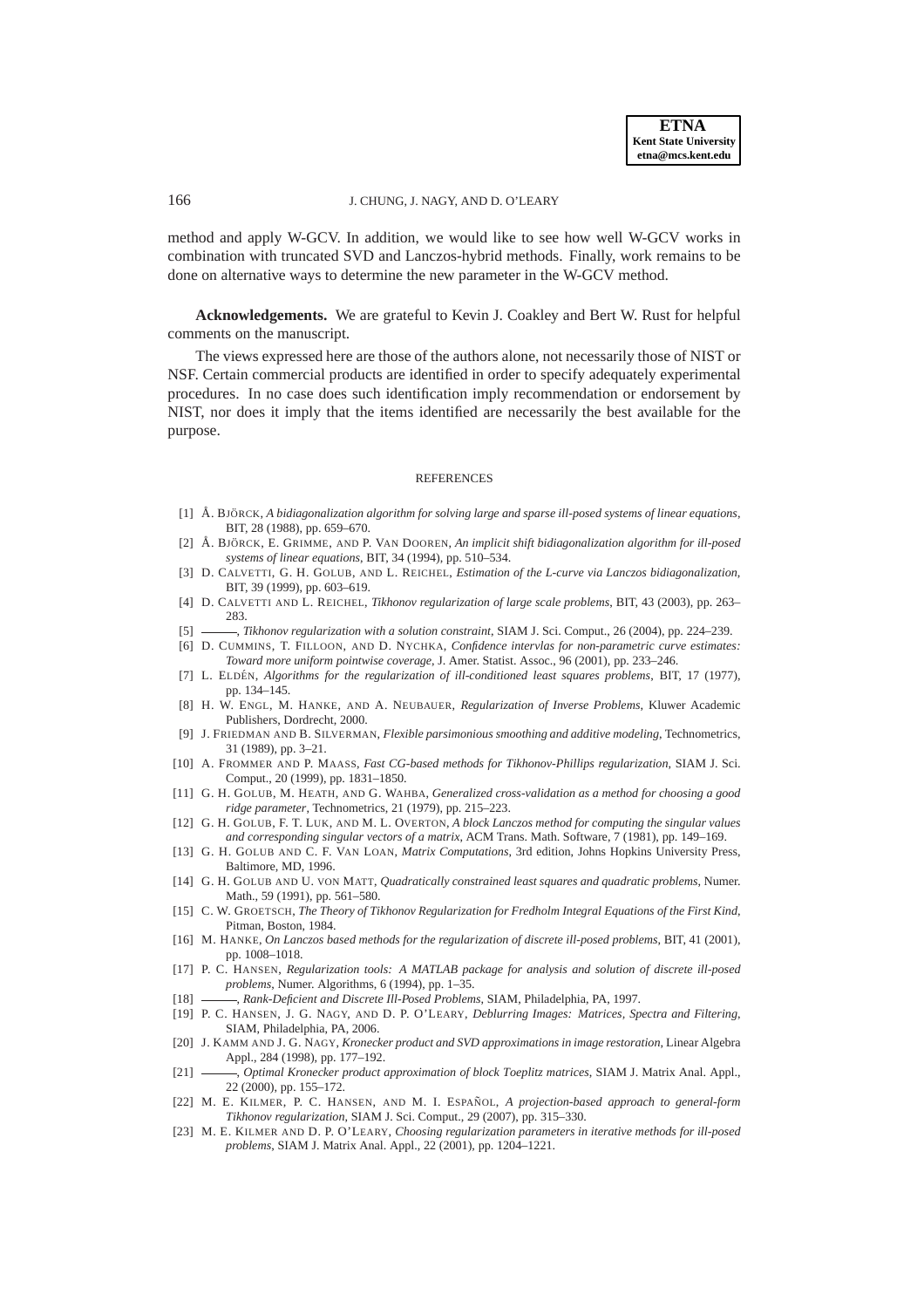method and apply W-GCV. In addition, we would like to see how well W-GCV works in combination with truncated SVD and Lanczos-hybrid methods. Finally, work remains to be done on alternative ways to determine the new parameter in the W-GCV method.

**Acknowledgements.** We are grateful to Kevin J. Coakley and Bert W. Rust for helpful comments on the manuscript.

The views expressed here are those of the authors alone, not necessarily those of NIST or NSF. Certain commercial products are identified in order to specify adequately experimental procedures. In no case does such identification imply recommendation or endorsement by NIST, nor does it imply that the items identified are necessarily the best available for the purpose.

## REFERENCES

[1] Å. Björck, *A bidiagonalization algorithm for solving large and sparse ill-posed systems of linear equations*, BIT, 28 (1988), pp. 659–670.

[2] Å. Björck, E. Grimme, and P. Van Dooren, *An implicit shift bidiagonalization algorithm for ill-posed systems of linear equations*, BIT, 34 (1994), pp. 510–534.

[3] D. Calvetti, G. H. Golub, and L. Reichel, *Estimation of the L-curve via Lanczos bidiagonalization*, BIT, 39 (1999), pp. 603–619.

[4] D. Calvetti and L. Reichel, *Tikhonov regularization of large scale problems*, BIT, 43 (2003), pp. 263–283.

[5] ———, *Tikhonov regularization with a solution constraint*, SIAM J. Sci. Comput., 26 (2004), pp. 224–239.

[6] D. Cummins, T. Filloon, and D. Nychka, *Confidence intervlas for non-parametric curve estimates: Toward more uniform pointwise coverage*, J. Amer. Statist. Assoc., 96 (2001), pp. 233–246.

[7] L. Eldén, *Algorithms for the regularization of ill-conditioned least squares problems*, BIT, 17 (1977), pp. 134–145.

[8] H. W. Engl, M. Hanke, and A. Neubauer, *Regularization of Inverse Problems*, Kluwer Academic Publishers, Dordrecht, 2000.

[9] J. Friedman and B. Silverman, *Flexible parsimonious smoothing and additive modeling*, Technometrics, 31 (1989), pp. 3–21.

[10] A. Frommer and P. Maass, *Fast CG-based methods for Tikhonov-Phillips regularization*, SIAM J. Sci. Comput., 20 (1999), pp. 1831–1850.

[11] G. H. Golub, M. Heath, and G. Wahba, *Generalized cross-validation as a method for choosing a good ridge parameter*, Technometrics, 21 (1979), pp. 215–223.

[12] G. H. Golub, F. T. Luk, and M. L. Overton, *A block Lanczos method for computing the singular values and corresponding singular vectors of a matrix*, ACM Trans. Math. Software, 7 (1981), pp. 149–169.

[13] G. H. Golub and C. F. Van Loan, *Matrix Computations*, 3rd edition, Johns Hopkins University Press, Baltimore, MD, 1996.

[14] G. H. Golub and U. von Matt, *Quadratically constrained least squares and quadratic problems*, Numer. Math., 59 (1991), pp. 561–580.

[15] C. W. Groetsch, *The Theory of Tikhonov Regularization for Fredholm Integral Equations of the First Kind*, Pitman, Boston, 1984.

[16] M. Hanke, *On Lanczos based methods for the regularization of discrete ill-posed problems*, BIT, 41 (2001), pp. 1008–1018.

[17] P. C. Hansen, *Regularization tools: A MATLAB package for analysis and solution of discrete ill-posed problems*, Numer. Algorithms, 6 (1994), pp. 1–35.

[18] ———, *Rank-Deficient and Discrete Ill-Posed Problems*, SIAM, Philadelphia, PA, 1997.

[19] P. C. Hansen, J. G. Nagy, and D. P. O'Leary, *Deblurring Images: Matrices, Spectra and Filtering*, SIAM, Philadelphia, PA, 2006.

[20] J. Kamm and J. G. Nagy, *Kronecker product and SVD approximations in image restoration*, Linear Algebra Appl., 284 (1998), pp. 177–192.

[21] ———, *Optimal Kronecker product approximation of block Toeplitz matrices*, SIAM J. Matrix Anal. Appl., 22 (2000), pp. 155–172.

[22] M. E. Kilmer, P. C. Hansen, and M. I. Español, *A projection-based approach to general-form Tikhonov regularization*, SIAM J. Sci. Comput., 29 (2007), pp. 315–330.

[23] M. E. Kilmer and D. P. O'Leary, *Choosing regularization parameters in iterative methods for ill-posed problems*, SIAM J. Matrix Anal. Appl., 22 (2001), pp. 1204–1221.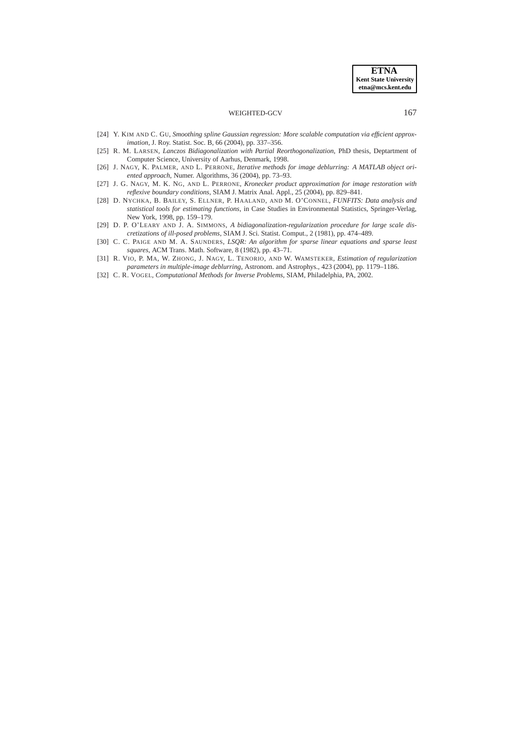[24] Y. Kim and C. Gu, *Smoothing spline Gaussian regression: More scalable computation via efficient approximation*, J. Roy. Statist. Soc. B, 66 (2004), pp. 337–356.

[25] R. M. Larsen, *Lanczos Bidiagonalization with Partial Reorthogonalization*, PhD thesis, Deptartment of Computer Science, University of Aarhus, Denmark, 1998.

[26] J. Nagy, K. Palmer, and L. Perrone, *Iterative methods for image deblurring: A MATLAB object oriented approach*, Numer. Algorithms, 36 (2004), pp. 73–93.

[27] J. G. Nagy, M. K. Ng, and L. Perrone, *Kronecker product approximation for image restoration with reflexive boundary conditions*, SIAM J. Matrix Anal. Appl., 25 (2004), pp. 829–841.

[28] D. Nychka, B. Bailey, S. Ellner, P. Haaland, and M. O'Connel, *FUNFITS: Data analysis and statistical tools for estimating functions*, in Case Studies in Environmental Statistics, Springer-Verlag, New York, 1998, pp. 159–179.

[29] D. P. O'Leary and J. A. Simmons, *A bidiagonalization-regularization procedure for large scale discretizations of ill-posed problems*, SIAM J. Sci. Statist. Comput., 2 (1981), pp. 474–489.

[30] C. C. Paige and M. A. Saunders, *LSQR: An algorithm for sparse linear equations and sparse least squares*, ACM Trans. Math. Software, 8 (1982), pp. 43–71.

[31] R. Vio, P. Ma, W. Zhong, J. Nagy, L. Tenorio, and W. Wamsteker, *Estimation of regularization parameters in multiple-image deblurring*, Astronom. and Astrophys., 423 (2004), pp. 1179–1186.

[32] C. R. Vogel, *Computational Methods for Inverse Problems*, SIAM, Philadelphia, PA, 2002.